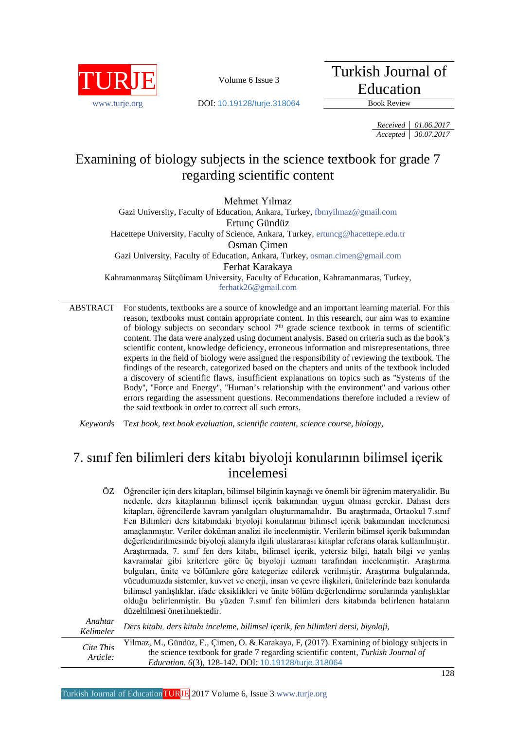Turkish Journal of Education

Book Review

DOI: 10.19128/turje.318064

*Received* 01.06.2017
*Accepted* 30.07.2017

# Examining of biology subjects in the science textbook for grade 7 regarding scientific content

Mehmet Yılmaz
Gazi University, Faculty of Education, Ankara, Turkey, fbmyilmaz@gmail.com

Ertunç Gündüz
Hacettepe University, Faculty of Science, Ankara, Turkey, ertuncg@hacettepe.edu.tr

Osman Çimen
Gazi University, Faculty of Education, Ankara, Turkey, osman.cimen@gmail.com

Ferhat Karakaya
Kahramanmaraş Sütçüimam University, Faculty of Education, Kahramanmaras, Turkey, ferhatk26@gmail.com

**ABSTRACT** For students, textbooks are a source of knowledge and an important learning material. For this reason, textbooks must contain appropriate content. In this research, our aim was to examine of biology subjects on secondary school 7th grade science textbook in terms of scientific content. The data were analyzed using document analysis. Based on criteria such as the book's scientific content, knowledge deficiency, erroneous information and misrepresentations, three experts in the field of biology were assigned the responsibility of reviewing the textbook. The findings of the research, categorized based on the chapters and units of the textbook included a discovery of scientific flaws, insufficient explanations on topics such as "Systems of the Body", "Force and Energy", "Human's relationship with the environment" and various other errors regarding the assessment questions. Recommendations therefore included a review of the said textbook in order to correct all such errors.

*Keywords* Text book, text book evaluation, scientific content, science course, biology,

# 7. sınıf fen bilimleri ders kitabı biyoloji konularının bilimsel içerik incelemesi

**ÖZ** Öğrenciler için ders kitapları, bilimsel bilginin kaynağı ve önemli bir öğrenim materyalidir. Bu nedenle, ders kitaplarının bilimsel içerik bakımından uygun olması gerekir. Dahası ders kitapları, öğrencilerde kavram yanılgıları oluşturmamalıdır. Bu araştırmada, Ortaokul 7.sınıf Fen Bilimleri ders kitabındaki biyoloji konularının bilimsel içerik bakımından incelenmesi amaçlanmıştır. Veriler doküman analizi ile incelenmiştir. Verilerin bilimsel içerik bakımından değerlendirilmesinde biyoloji alanıyla ilgili uluslararası kitaplar referans olarak kullanılmıştır. Araştırmada, 7. sınıf fen ders kitabı, bilimsel içerik, yetersiz bilgi, hatalı bilgi ve yanlış kavramalar gibi kriterlere göre üç biyoloji uzmanı tarafından incelenmiştir. Araştırma bulguları, ünite ve bölümlere göre kategorize edilerek verilmiştir. Araştırma bulgularında, vücudumuzda sistemler, kuvvet ve enerji, insan ve çevre ilişkileri, ünitelerinde bazı konularda bilimsel yanlışlıklar, ifade eksiklikleri ve ünite bölüm değerlendirme sorularında yanlışlıklar olduğu belirlenmiştir. Bu yüzden 7.sınıf fen bilimleri ders kitabında belirlenen hataların düzeltilmesi önerilmektedir.

*Anahtar Kelimeler* *Ders kitabı, ders kitabı inceleme, bilimsel içerik, fen bilimleri dersi, biyoloji,*

*Cite This Article:* Yilmaz, M., Gündüz, E., Çimen, O. & Karakaya, F, (2017). Examining of biology subjects in the science textbook for grade 7 regarding scientific content, *Turkish Journal of Education. 6*(3), 128-142. DOI: 10.19128/turje.318064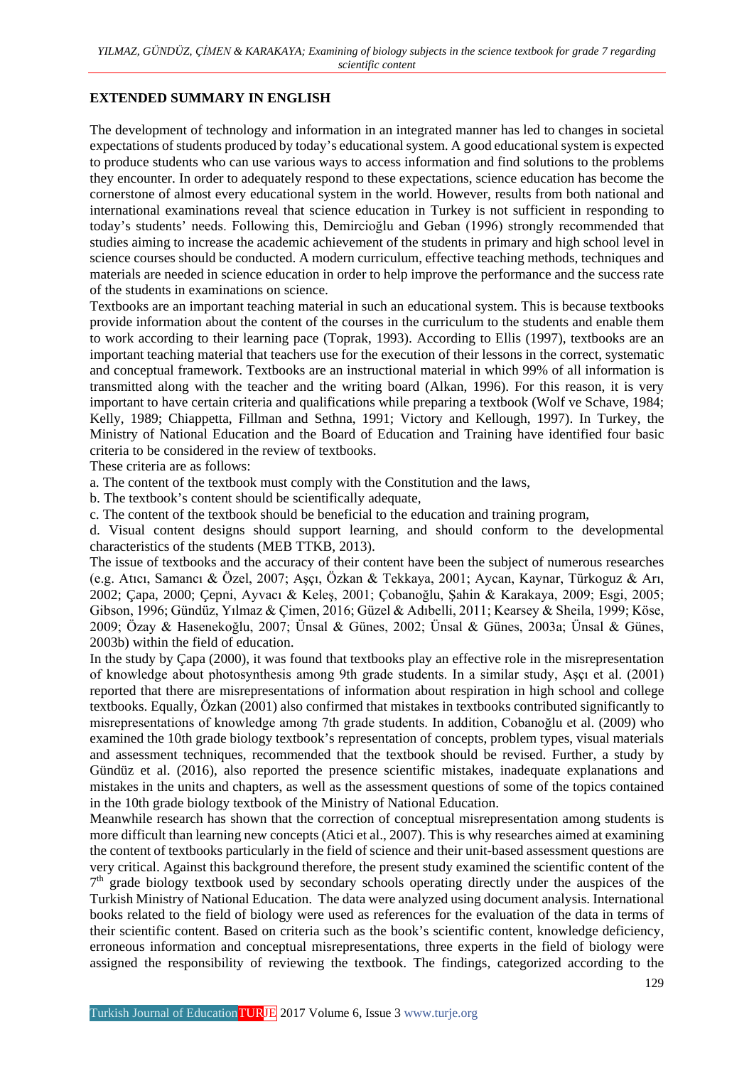**EXTENDED SUMMARY IN ENGLISH**

The development of technology and information in an integrated manner has led to changes in societal expectations of students produced by today's educational system. A good educational system is expected to produce students who can use various ways to access information and find solutions to the problems they encounter. In order to adequately respond to these expectations, science education has become the cornerstone of almost every educational system in the world. However, results from both national and international examinations reveal that science education in Turkey is not sufficient in responding to today's students' needs. Following this, Demircioğlu and Geban (1996) strongly recommended that studies aiming to increase the academic achievement of the students in primary and high school level in science courses should be conducted. A modern curriculum, effective teaching methods, techniques and materials are needed in science education in order to help improve the performance and the success rate of the students in examinations on science.

Textbooks are an important teaching material in such an educational system. This is because textbooks provide information about the content of the courses in the curriculum to the students and enable them to work according to their learning pace (Toprak, 1993). According to Ellis (1997), textbooks are an important teaching material that teachers use for the execution of their lessons in the correct, systematic and conceptual framework. Textbooks are an instructional material in which 99% of all information is transmitted along with the teacher and the writing board (Alkan, 1996). For this reason, it is very important to have certain criteria and qualifications while preparing a textbook (Wolf ve Schave, 1984; Kelly, 1989; Chiappetta, Fillman and Sethna, 1991; Victory and Kellough, 1997). In Turkey, the Ministry of National Education and the Board of Education and Training have identified four basic criteria to be considered in the review of textbooks.

These criteria are as follows:

a. The content of the textbook must comply with the Constitution and the laws,

b. The textbook's content should be scientifically adequate,

c. The content of the textbook should be beneficial to the education and training program,

d. Visual content designs should support learning, and should conform to the developmental characteristics of the students (MEB TTKB, 2013).

The issue of textbooks and the accuracy of their content have been the subject of numerous researches (e.g. Atıcı, Samancı & Özel, 2007; Aşçı, Özkan & Tekkaya, 2001; Aycan, Kaynar, Türkoguz & Arı, 2002; Çapa, 2000; Çepni, Ayvacı & Keleş, 2001; Çobanoğlu, Şahin & Karakaya, 2009; Esgi, 2005; Gibson, 1996; Gündüz, Yılmaz & Çimen, 2016; Güzel & Adıbelli, 2011; Kearsey & Sheila, 1999; Köse, 2009; Özay & Hasenekoğlu, 2007; Ünsal & Günes, 2002; Ünsal & Günes, 2003a; Ünsal & Günes, 2003b) within the field of education.

In the study by Çapa (2000), it was found that textbooks play an effective role in the misrepresentation of knowledge about photosynthesis among 9th grade students. In a similar study, Aşçı et al. (2001) reported that there are misrepresentations of information about respiration in high school and college textbooks. Equally, Özkan (2001) also confirmed that mistakes in textbooks contributed significantly to misrepresentations of knowledge among 7th grade students. In addition, Cobanoğlu et al. (2009) who examined the 10th grade biology textbook's representation of concepts, problem types, visual materials and assessment techniques, recommended that the textbook should be revised. Further, a study by Gündüz et al. (2016), also reported the presence scientific mistakes, inadequate explanations and mistakes in the units and chapters, as well as the assessment questions of some of the topics contained in the 10th grade biology textbook of the Ministry of National Education.

Meanwhile research has shown that the correction of conceptual misrepresentation among students is more difficult than learning new concepts (Atici et al., 2007). This is why researches aimed at examining the content of textbooks particularly in the field of science and their unit-based assessment questions are very critical. Against this background therefore, the present study examined the scientific content of the 7th grade biology textbook used by secondary schools operating directly under the auspices of the Turkish Ministry of National Education. The data were analyzed using document analysis. International books related to the field of biology were used as references for the evaluation of the data in terms of their scientific content. Based on criteria such as the book's scientific content, knowledge deficiency, erroneous information and conceptual misrepresentations, three experts in the field of biology were assigned the responsibility of reviewing the textbook. The findings, categorized according to the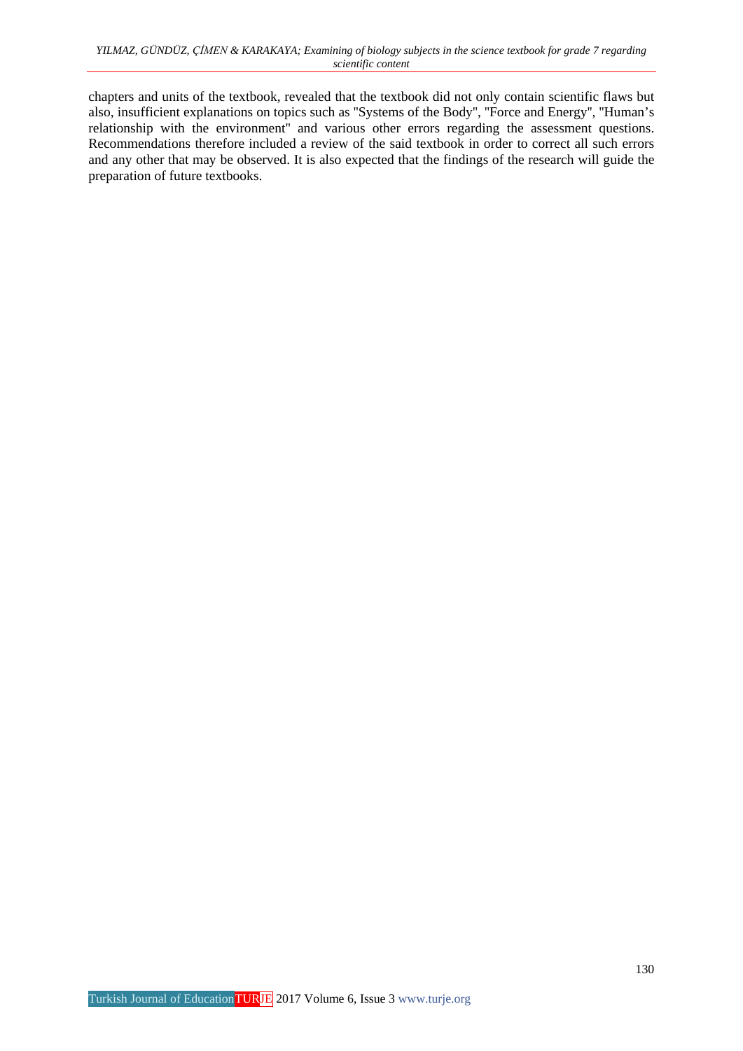chapters and units of the textbook, revealed that the textbook did not only contain scientific flaws but also, insufficient explanations on topics such as "Systems of the Body", "Force and Energy", "Human's relationship with the environment" and various other errors regarding the assessment questions. Recommendations therefore included a review of the said textbook in order to correct all such errors and any other that may be observed. It is also expected that the findings of the research will guide the preparation of future textbooks.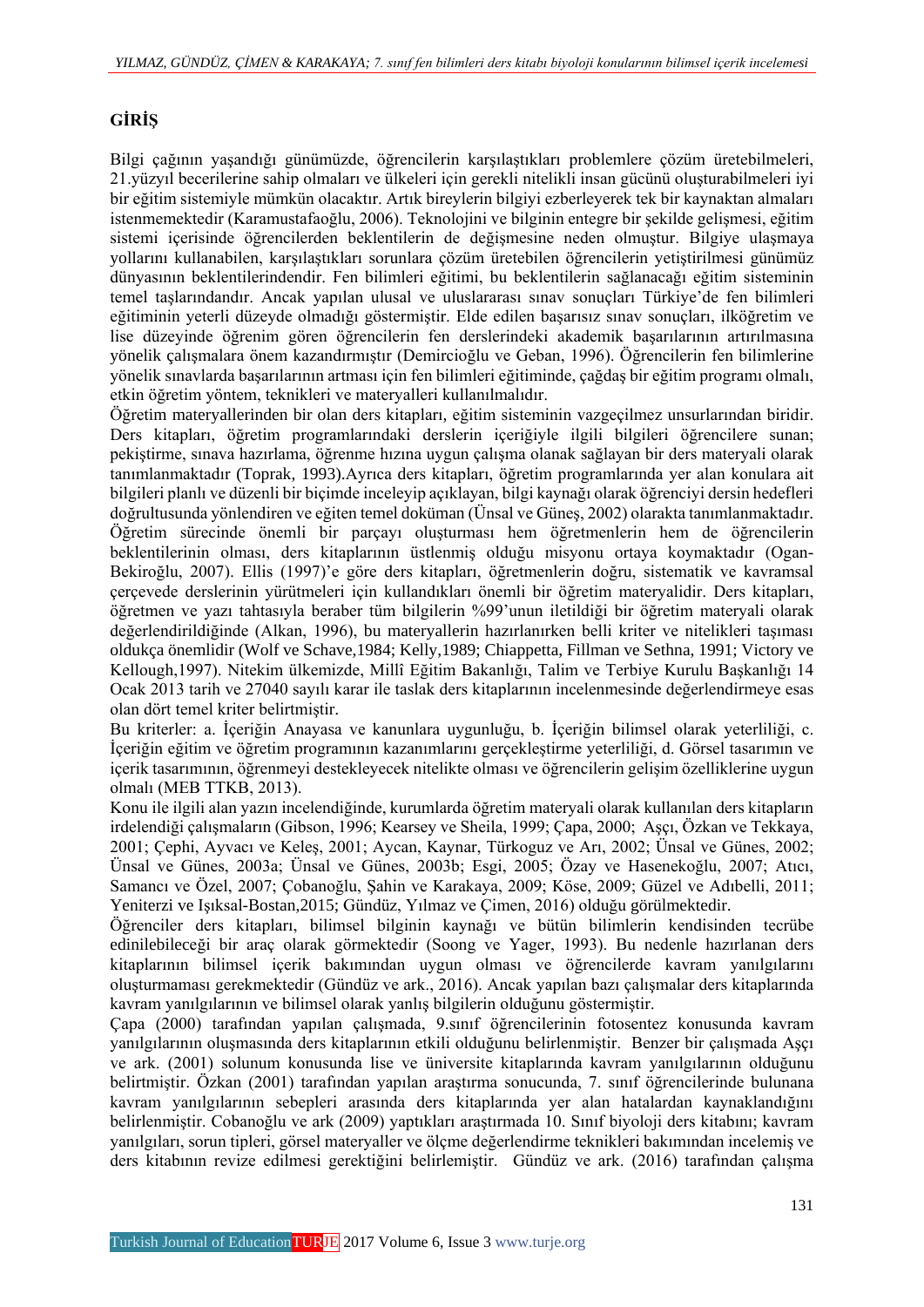## GİRİŞ

Bilgi çağının yaşandığı günümüzde, öğrencilerin karşılaştıkları problemlere çözüm üretebilmeleri, 21.yüzyıl becerilerine sahip olmaları ve ülkeleri için gerekli nitelikli insan gücünü oluşturabilmeleri iyi bir eğitim sistemiyle mümkün olacaktır. Artık bireylerin bilgiyi ezberleyerek tek bir kaynaktan almaları istenmemektedir (Karamustafaoğlu, 2006). Teknolojini ve bilginin entegre bir şekilde gelişmesi, eğitim sistemi içerisinde öğrencilerden beklentilerin de değişmesine neden olmuştur. Bilgiye ulaşmaya yollarını kullanabilen, karşılaştıkları sorunlara çözüm üretebilen öğrencilerin yetiştirilmesi günümüz dünyasının beklentilerindendir. Fen bilimleri eğitimi, bu beklentilerin sağlanacağı eğitim sisteminin temel taşlarındandır. Ancak yapılan ulusal ve uluslararası sınav sonuçları Türkiye'de fen bilimleri eğitiminin yeterli düzeyde olmadığı göstermiştir. Elde edilen başarısız sınav sonuçları, ilköğretim ve lise düzeyinde öğrenim gören öğrencilerin fen derslerindeki akademik başarılarının artırılmasına yönelik çalışmalara önem kazandırmıştır (Demircioğlu ve Geban, 1996). Öğrencilerin fen bilimlerine yönelik sınavlarda başarılarının artması için fen bilimleri eğitiminde, çağdaş bir eğitim programı olmalı, etkin öğretim yöntem, teknikleri ve materyalleri kullanılmalıdır.

Öğretim materyallerinden bir olan ders kitapları, eğitim sisteminin vazgeçilmez unsurlarından biridir. Ders kitapları, öğretim programlarındaki derslerin içeriğiyle ilgili bilgileri öğrencilere sunan; pekiştirme, sınava hazırlama, öğrenme hızına uygun çalışma olanak sağlayan bir ders materyali olarak tanımlanmaktadır (Toprak, 1993).Ayrıca ders kitapları, öğretim programlarında yer alan konulara ait bilgileri planlı ve düzenli bir biçimde inceleyip açıklayan, bilgi kaynağı olarak öğrenciyi dersin hedefleri doğrultusunda yönlendiren ve eğiten temel doküman (Ünsal ve Güneş, 2002) olarakta tanımlanmaktadır. Öğretim sürecinde önemli bir parçayı oluşturması hem öğretmenlerin hem de öğrencilerin beklentilerinin olması, ders kitaplarının üstlenmiş olduğu misyonu ortaya koymaktadır (Ogan-Bekiroğlu, 2007). Ellis (1997)'e göre ders kitapları, öğretmenlerin doğru, sistematik ve kavramsal çerçevede derslerinin yürütmeleri için kullandıkları önemli bir öğretim materyalidir. Ders kitapları, öğretmen ve yazı tahtasıyla beraber tüm bilgilerin %99'unun iletildiği bir öğretim materyali olarak değerlendirildiğinde (Alkan, 1996), bu materyallerin hazırlanırken belli kriter ve nitelikleri taşıması oldukça önemlidir (Wolf ve Schave,1984; Kelly,1989; Chiappetta, Fillman ve Sethna, 1991; Victory ve Kellough,1997). Nitekim ülkemizde, Millî Eğitim Bakanlığı, Talim ve Terbiye Kurulu Başkanlığı 14 Ocak 2013 tarih ve 27040 sayılı karar ile taslak ders kitaplarının incelenmesinde değerlendirmeye esas olan dört temel kriter belirtmiştir.

Bu kriterler: a. İçeriğin Anayasa ve kanunlara uygunluğu, b. İçeriğin bilimsel olarak yeterliliği, c. İçeriğin eğitim ve öğretim programının kazanımlarını gerçekleştirme yeterliliği, d. Görsel tasarımın ve içerik tasarımının, öğrenmeyi destekleyecek nitelikte olması ve öğrencilerin gelişim özelliklerine uygun olmalı (MEB TTKB, 2013).

Konu ile ilgili alan yazın incelendiğinde, kurumlarda öğretim materyali olarak kullanılan ders kitapların irdelendiği çalışmaların (Gibson, 1996; Kearsey ve Sheila, 1999; Çapa, 2000; Aşçı, Özkan ve Tekkaya, 2001; Çephi, Ayvacı ve Keleş, 2001; Aycan, Kaynar, Türkoguz ve Arı, 2002; Ünsal ve Günes, 2002; Ünsal ve Günes, 2003a; Ünsal ve Günes, 2003b; Esgi, 2005; Özay ve Hasenekoğlu, 2007; Atıcı, Samancı ve Özel, 2007; Çobanoğlu, Şahin ve Karakaya, 2009; Köse, 2009; Güzel ve Adıbelli, 2011; Yeniterzi ve Işıksal-Bostan,2015; Gündüz, Yılmaz ve Çimen, 2016) olduğu görülmektedir.

Öğrenciler ders kitapları, bilimsel bilginin kaynağı ve bütün bilimlerin kendisinden tecrübe edinilebileceği bir araç olarak görmektedir (Soong ve Yager, 1993). Bu nedenle hazırlanan ders kitaplarının bilimsel içerik bakımından uygun olması ve öğrencilerde kavram yanılgılarını oluşturmaması gerekmektedir (Gündüz ve ark., 2016). Ancak yapılan bazı çalışmalar ders kitaplarında kavram yanılgılarının ve bilimsel olarak yanlış bilgilerin olduğunu göstermiştir.

Çapa (2000) tarafından yapılan çalışmada, 9.sınıf öğrencilerinin fotosentez konusunda kavram yanılgılarının oluşmasında ders kitaplarının etkili olduğunu belirlenmiştir. Benzer bir çalışmada Aşçı ve ark. (2001) solunum konusunda lise ve üniversite kitaplarında kavram yanılgılarının olduğunu belirtmiştir. Özkan (2001) tarafından yapılan araştırma sonucunda, 7. sınıf öğrencilerinde bulunana kavram yanılgılarının sebepleri arasında ders kitaplarında yer alan hatalardan kaynaklandığını belirlenmiştir. Cobanoğlu ve ark (2009) yaptıkları araştırmada 10. Sınıf biyoloji ders kitabını; kavram yanılgıları, sorun tipleri, görsel materyaller ve ölçme değerlendirme teknikleri bakımından incelemiş ve ders kitabının revize edilmesi gerektiğini belirlemiştir. Gündüz ve ark. (2016) tarafından çalışma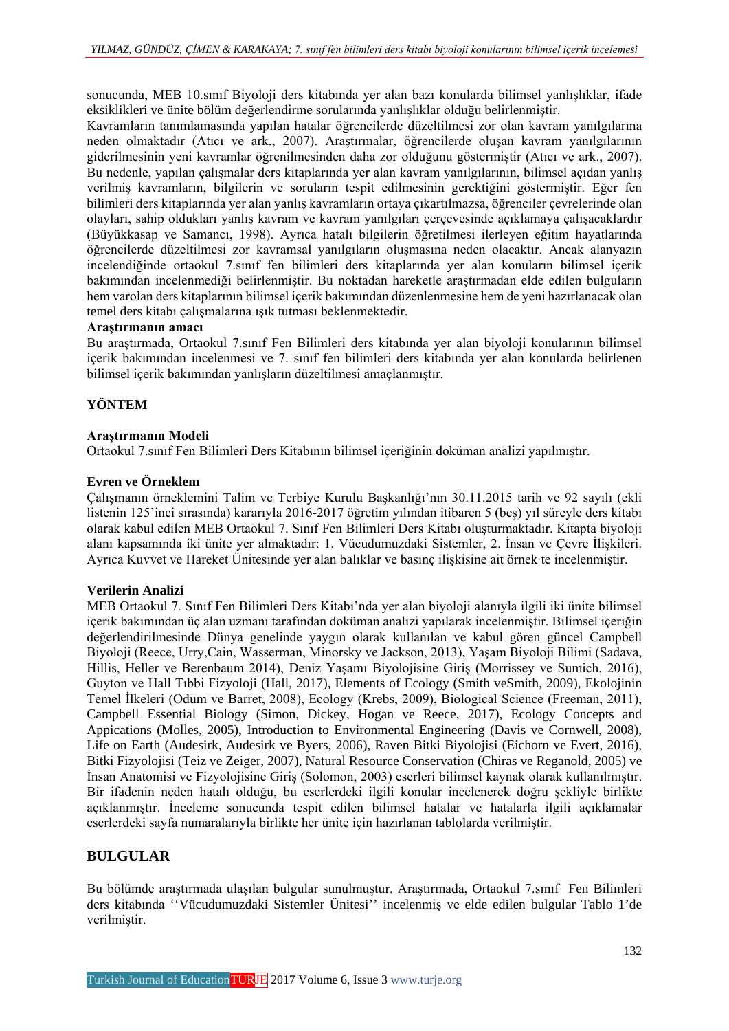sonucunda, MEB 10.sınıf Biyoloji ders kitabında yer alan bazı konularda bilimsel yanlışlıklar, ifade eksiklikleri ve ünite bölüm değerlendirme sorularında yanlışlıklar olduğu belirlenmiştir.

Kavramların tanımlamasında yapılan hatalar öğrencilerde düzeltilmesi zor olan kavram yanılgılarına neden olmaktadır (Atıcı ve ark., 2007). Araştırmalar, öğrencilerde oluşan kavram yanılgılarının giderilmesinin yeni kavramlar öğrenilmesinden daha zor olduğunu göstermiştir (Atıcı ve ark., 2007). Bu nedenle, yapılan çalışmalar ders kitaplarında yer alan kavram yanılgılarının, bilimsel açıdan yanlış verilmiş kavramların, bilgilerin ve soruların tespit edilmesinin gerektiğini göstermiştir. Eğer fen bilimleri ders kitaplarında yer alan yanlış kavramların ortaya çıkartılmazsa, öğrenciler çevrelerinde olan olayları, sahip oldukları yanlış kavram ve kavram yanılgıları çerçevesinde açıklamaya çalışacaklardır (Büyükkasap ve Samancı, 1998). Ayrıca hatalı bilgilerin öğretilmesi ilerleyen eğitim hayatlarında öğrencilerde düzeltilmesi zor kavramsal yanılgıların oluşmasına neden olacaktır. Ancak alanyazın incelendiğinde ortaokul 7.sınıf fen bilimleri ders kitaplarında yer alan konuların bilimsel içerik bakımından incelenmediği belirlenmiştir. Bu noktadan hareketle araştırmadan elde edilen bulguların hem varolan ders kitaplarının bilimsel içerik bakımından düzenlenmesine hem de yeni hazırlanacak olan temel ders kitabı çalışmalarına ışık tutması beklenmektedir.

**Araştırmanın amacı**

Bu araştırmada, Ortaokul 7.sınıf Fen Bilimleri ders kitabında yer alan biyoloji konularının bilimsel içerik bakımından incelenmesi ve 7. sınıf fen bilimleri ders kitabında yer alan konularda belirlenen bilimsel içerik bakımından yanlışların düzeltilmesi amaçlanmıştır.

## YÖNTEM

### Araştırmanın Modeli

Ortaokul 7.sınıf Fen Bilimleri Ders Kitabının bilimsel içeriğinin doküman analizi yapılmıştır.

### Evren ve Örneklem

Çalışmanın örneklemini Talim ve Terbiye Kurulu Başkanlığı'nın 30.11.2015 tarih ve 92 sayılı (ekli listenin 125'inci sırasında) kararıyla 2016-2017 öğretim yılından itibaren 5 (beş) yıl süreyle ders kitabı olarak kabul edilen MEB Ortaokul 7. Sınıf Fen Bilimleri Ders Kitabı oluşturmaktadır. Kitapta biyoloji alanı kapsamında iki ünite yer almaktadır: 1. Vücudumuzdaki Sistemler, 2. İnsan ve Çevre İlişkileri. Ayrıca Kuvvet ve Hareket Ünitesinde yer alan balıklar ve basınç ilişkisine ait örnek te incelenmiştir.

### Verilerin Analizi

MEB Ortaokul 7. Sınıf Fen Bilimleri Ders Kitabı'nda yer alan biyoloji alanıyla ilgili iki ünite bilimsel içerik bakımından üç alan uzmanı tarafından doküman analizi yapılarak incelenmiştir. Bilimsel içeriğin değerlendirilmesinde Dünya genelinde yaygın olarak kullanılan ve kabul gören güncel Campbell Biyoloji (Reece, Urry,Cain, Wasserman, Minorsky ve Jackson, 2013), Yaşam Biyoloji Bilimi (Sadava, Hillis, Heller ve Berenbaum 2014), Deniz Yaşamı Biyolojisine Giriş (Morrissey ve Sumich, 2016), Guyton ve Hall Tıbbi Fizyoloji (Hall, 2017), Elements of Ecology (Smith veSmith, 2009), Ekolojinin Temel İlkeleri (Odum ve Barret, 2008), Ecology (Krebs, 2009), Biological Science (Freeman, 2011), Campbell Essential Biology (Simon, Dickey, Hogan ve Reece, 2017), Ecology Concepts and Appications (Molles, 2005), Introduction to Environmental Engineering (Davis ve Cornwell, 2008), Life on Earth (Audesirk, Audesirk ve Byers, 2006), Raven Bitki Biyolojisi (Eichorn ve Evert, 2016), Bitki Fizyolojisi (Teiz ve Zeiger, 2007), Natural Resource Conservation (Chiras ve Reganold, 2005) ve İnsan Anatomisi ve Fizyolojisine Giriş (Solomon, 2003) eserleri bilimsel kaynak olarak kullanılmıştır. Bir ifadenin neden hatalı olduğu, bu eserlerdeki ilgili konular incelenerek doğru şekliyle birlikte açıklanmıştır. İnceleme sonucunda tespit edilen bilimsel hatalar ve hatalarla ilgili açıklamalar eserlerdeki sayfa numaralarıyla birlikte her ünite için hazırlanan tablolarda verilmiştir.

## BULGULAR

Bu bölümde araştırmada ulaşılan bulgular sunulmuştur. Araştırmada, Ortaokul 7.sınıf Fen Bilimleri ders kitabında ''Vücudumuzdaki Sistemler Ünitesi'' incelenmiş ve elde edilen bulgular Tablo 1'de verilmiştir.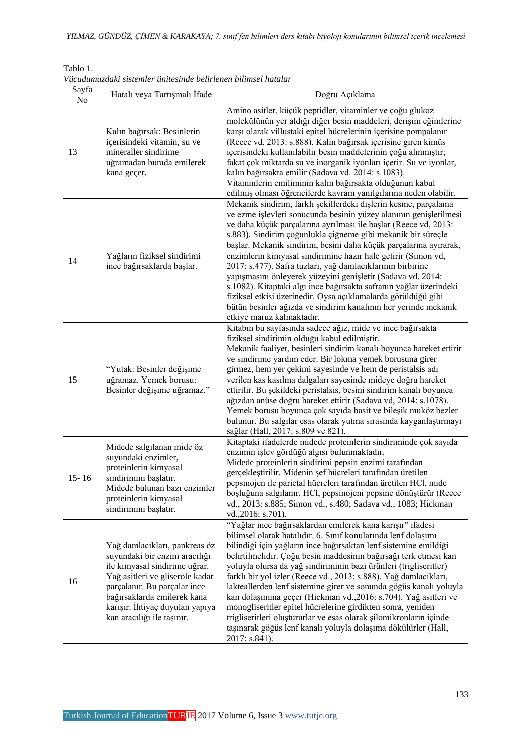Tablo 1.

*Vücudumuzdaki sistemler ünitesinde belirlenen bilimsel hatalar*

| Sayfa No | Hatalı veya Tartışmalı İfade | Doğru Açıklama |
|---|---|---|
| 13 | Kalın bağırsak: Besinlerin içerisindeki vitamin, su ve mineraller sindirime uğramadan burada emilerek kana geçer. | Amino asitler, küçük peptidler, vitaminler ve çoğu glukoz molekülünün yer aldığı diğer besin maddeleri, derişim eğimlerine karşı olarak villustaki epitel hücrelerinin içerisine pompalanır (Reece vd, 2013: s.888). Kalın bağırsak içerisine giren kimüs içerisindeki kullanılabilir besin maddelerinin çoğu alınmıştır; fakat çok miktarda su ve inorganik iyonları içerir. Su ve iyonlar, kalın bağırsakta emilir (Sadava vd. 2014: s.1083). Vitaminlerin emiliminin kalın bağırsakta olduğunun kabul edilmiş olması öğrencilerde kavram yanılgılarına neden olabilir. |
| 14 | Yağların fiziksel sindirimi ince bağırsaklarda başlar. | Mekanik sindirim, farklı şekillerdeki dişlerin kesme, parçalama ve ezme işlevleri sonucunda besinin yüzey alanının genişletilmesi ve daha küçük parçalarına ayrılması ile başlar (Reece vd, 2013: s.883). Sindirim çoğunlukla çiğneme gibi mekanik bir süreçle başlar. Mekanik sindirim, besini daha küçük parçalarına ayırarak, enzimlerin kimyasal sindirimine hazır hale getirir (Simon vd, 2017: s.477). Safra tuzları, yağ damlacıklarının birbirine yapışmasını önleyerek yüzeyini genişletir (Sadava vd. 2014: s.1082). Kitaptaki algı ince bağırsakta safranın yağlar üzerindeki fiziksel etkisi üzerinedir. Oysa açıklamalarda görüldüğü gibi bütün besinler ağızda ve sindirim kanalının her yerinde mekanik etkiye maruz kalmaktadır. |
| 15 | "Yutak: Besinler değişime uğramaz. Yemek borusu: Besinler değişime uğramaz." | Kitabın bu sayfasında sadece ağız, mide ve ince bağırsakta fiziksel sindirimin olduğu kabul edilmiştir. Mekanik faaliyet, besinleri sindirim kanalı boyunca hareket ettirir ve sindirime yardım eder. Bir lokma yemek borusuna girer girmez, hem yer çekimi sayesinde ve hem de peristalsis adı verilen kas kasılma dalgaları sayesinde mideye doğru hareket ettirilir. Bu şekildeki peristalsis, besini sindirim kanalı boyunca ağızdan anüse doğru hareket ettirir (Sadava vd, 2014: s.1078). Yemek borusu boyunca çok sayıda basit ve bileşik muköz bezler bulunur. Bu salgılar esas olarak yutma sırasında kayganlaştırmayı sağlar (Hall, 2017: s.809 ve 821). |
| 15- 16 | Midede salgılanan mide öz suyundaki enzimler, proteinlerin kimyasal sindirimini başlatır. Midede bulunan bazı enzimler proteinlerin kimyasal sindirimini başlatır. | Kitaptaki ifadelerde midede proteinlerin sindiriminde çok sayıda enzimin işlev gördüğü algısı bulunmaktadır. Midede proteinlerin sindirimi pepsin enzimi tarafından gerçekleştirilir. Midenin şef hücreleri tarafından üretilen pepsinojen ile parietal hücreleri tarafından üretilen HCl, mide boşluğuna salgılanır. HCl, pepsinojeni pepsine dönüştürür (Reece vd., 2013: s.885; Simon vd., s.480; Sadava vd., 1083; Hickman vd.,2016: s.701). |
| 16 | Yağ damlacıkları, pankreas öz suyundaki bir enzim aracılığı ile kimyasal sindirime uğrar. Yağ asitleri ve gliserole kadar parçalanır. Bu parçalar ince bağırsaklarda emilerek kana karışır. İhtiyaç duyulan yapıya kan aracılığı ile taşınır. | "Yağlar ince bağırsaklardan emilerek kana karışır" ifadesi bilimsel olarak hatalıdır. 6. Sınıf konularında lenf dolaşımı bilindiği için yağların ince bağırsaktan lenf sistemine emildiği belirtilmelidir. Çoğu besin maddesinin bağırsağı terk etmesi kan yoluyla olursa da yağ sindiriminin bazı ürünleri (trigliseritler) farklı bir yol izler (Reece vd., 2013: s.888). Yağ damlacıkları, lakteallerden lenf sistemine girer ve sonunda göğüs kanalı yoluyla kan dolaşımına geçer (Hickman vd.,2016: s.704). Yağ asitleri ve monogliseritler epitel hücrelerine girdikten sonra, yeniden trigliseritleri oluştururlar ve esas olarak şilomikronların içinde taşınarak göğüs lenf kanalı yoluyla dolaşıma dökülürler (Hall, 2017: s.841). |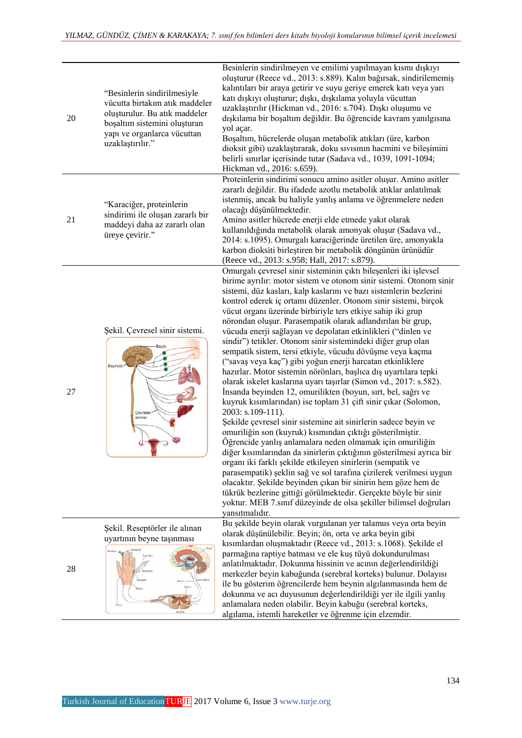| | | |
|---|---|---|
| 20 | "Besinlerin sindirilmesiyle vücutta birtakım atık maddeler oluşturulur. Bu atık maddeler boşaltım sistemini oluşturan yapı ve organlarca vücuttan uzaklaştırılır." | Besinlerin sindirilmeyen ve emilimi yapılmayan kısmı dışkıyı oluşturur (Reece vd., 2013: s.889). Kalın bağırsak, sindirilememiş kalıntıları bir araya getirir ve suyu geriye emerek katı veya yarı katı dışkıyı oluşturur; dışkı, dışkılama yoluyla vücuttan uzaklaştırılır (Hickman vd., 2016: s.704). Dışkı oluşumu ve dışkılama bir boşaltım değildir. Bu öğrencide kavram yanılgısına yol açar. Boşaltım, hücrelerde oluşan metabolik atıkları (üre, karbon dioksit gibi) uzaklaştırarak, doku sıvısının hacmini ve bileşimini belirli sınırlar içerisinde tutar (Sadava vd., 1039, 1091-1094; Hickman vd., 2016: s.659). |
| 21 | "Karaciğer, proteinlerin sindirimi ile oluşan zararlı bir maddeyi daha az zararlı olan üreye çevirir." | Proteinlerin sindirimi sonucu amino asitler oluşur. Amino asitler zararlı değildir. Bu ifadede azotlu metabolik atıklar anlatılmak istenmiş, ancak bu haliyle yanlış anlama ve öğrenmelere neden olacağı düşünülmektedir. Amino asitler hücrede enerji elde etmede yakıt olarak kullanıldığında metabolik olarak amonyak oluşur (Sadava vd., 2014: s.1095). Omurgalı karaciğerinde üretilen üre, amonyakla karbon dioksiti birleştiren bir metabolik döngünün ürünüdür (Reece vd., 2013: s.958; Hall, 2017: s.879). |
| 27 | Şekil. Çevresel sinir sistemi. | Omurgalı çevresel sinir sisteminin çıktı bileşenleri iki işlevsel birime ayrılır: motor sistem ve otonom sinir sistemi. Otonom sinir sistemi, düz kasları, kalp kaslarını ve bazı sistemlerin bezlerini kontrol ederek iç ortamı düzenler. Otonom sinir sistemi, birçok vücut organı üzerinde birbiriyle ters etkiye sahip iki grup nörondan oluşur. Parasempatik olarak adlandırılan bir grup, vücuda enerji sağlayan ve depolatan etkinlikleri ("dinlen ve sindir") tetikler. Otonom sinir sistemindeki diğer grup olan sempatik sistem, tersi etkiyle, vücudu dövüşme veya kaçma ("savaş veya kaç") gibi yoğun enerji harcatan etkinliklere hazırlar. Motor sistemin nöronları, başlıca dış uyartılara tepki olarak iskelet kaslarına uyarı taşırlar (Simon vd., 2017: s.582). İnsanda beyinden 12, omurilikten (boyun, sırt, bel, sağrı ve kuyruk kısımlarından) ise toplam 31 çift sinir çıkar (Solomon, 2003: s.109-111). Şekilde çevresel sinir sistemine ait sinirlerin sadece beyin ve omuriliğin son (kuyruk) kısmından çıktığı gösterilmiştir. Öğrencide yanlış anlamalara neden olmamak için omuriliğin diğer kısımlarından da sinirlerin çıktığının gösterilmesi ayrıca bir organı iki farklı şekilde etkileyen sinirlerin (sempatik ve parasempatik) şeklin sağ ve sol tarafına çizilerek verilmesi uygun olacaktır. Şekilde beyinden çıkan bir sinirin hem göze hem de tükrük bezlerine gittiği görülmektedir. Gerçekte böyle bir sinir yoktur. MEB 7.sınıf düzeyinde de olsa şekiller bilimsel doğruları yansıtmalıdır. |
| 28 | Şekil. Reseptörler ile alınan uyartının beyne taşınması | Bu şekilde beyin olarak vurgulanan yer talamus veya orta beyin olarak düşünülebilir. Beyin; ön, orta ve arka beyin gibi kısımlardan oluşmaktadır (Reece vd., 2013: s.1068). Şekilde el parmağına raptiye batması ve ele kuş tüyü dokundurulması anlatılmaktadır. Dokunma hissinin ve acının değerlendirildiği merkezler beyin kabuğunda (serebral korteks) bulunur. Dolayısı ile bu gösterim öğrencilerde hem beynin algılanmasında hem de dokunma ve acı duyusunun değerlendirildiği yer ile ilgili yanlış anlamalara neden olabilir. Beyin kabuğu (serebral korteks), algılama, istemli hareketler ve öğrenme için elzemdir. |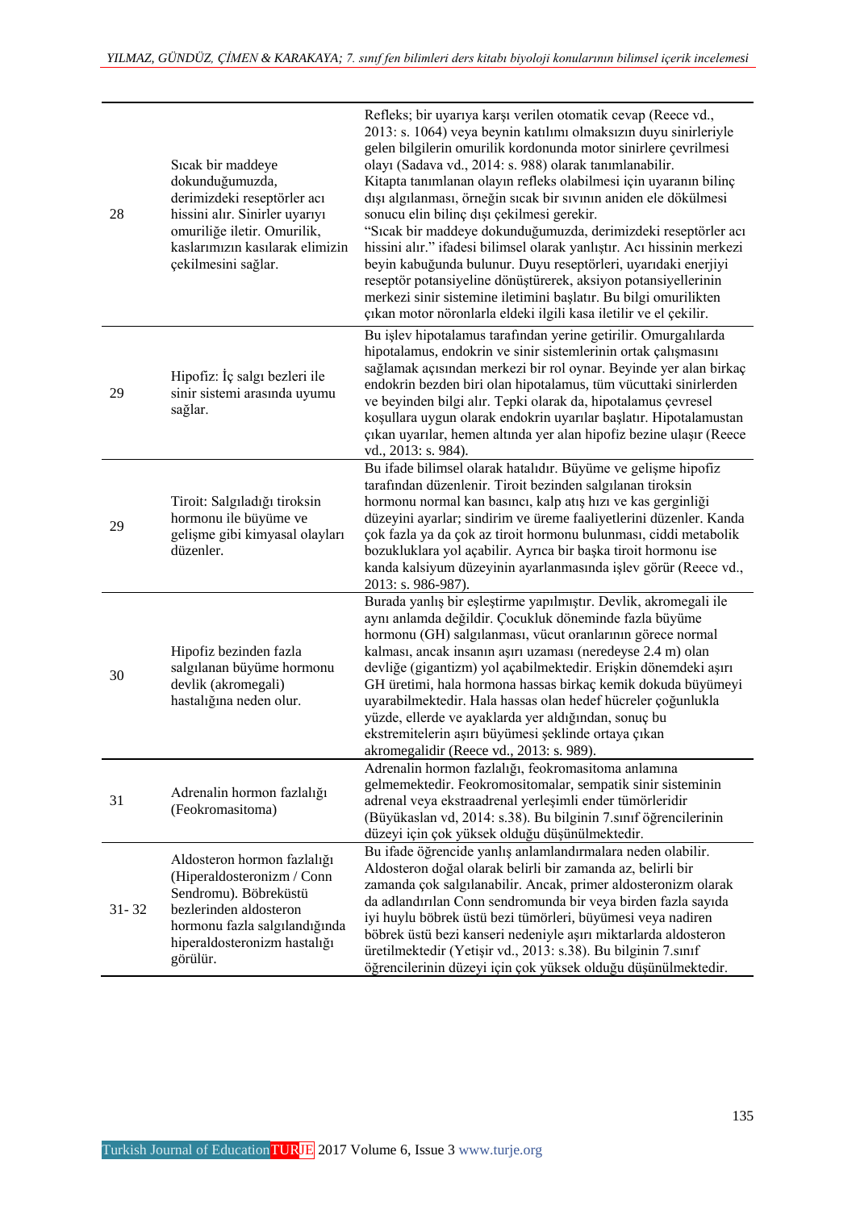| | | |
|---|---|---|
| 28 | Sıcak bir maddeye dokunduğumuzda, derimizdeki reseptörler acı hissini alır. Sinirler uyarıyı omuriliğe iletir. Omurilik, kaslarımızın kasılarak elimizin çekilmesini sağlar. | Refleks; bir uyarıya karşı verilen otomatik cevap (Reece vd., 2013: s. 1064) veya beynin katılımı olmaksızın duyu sinirleriyle gelen bilgilerin omurilik kordonunda motor sinirlere çevrilmesi olayı (Sadava vd., 2014: s. 988) olarak tanımlanabilir. Kitapta tanımlanan olayın refleks olabilmesi için uyaranın bilinç dışı algılanması, örneğin sıcak bir sıvının aniden ele dökülmesi sonucu elin bilinç dışı çekilmesi gerekir. "Sıcak bir maddeye dokunduğumuzda, derimizdeki reseptörler acı hissini alır." ifadesi bilimsel olarak yanlıştır. Acı hissinin merkezi beyin kabuğunda bulunur. Duyu reseptörleri, uyarıdaki enerjiyi reseptör potansiyeline dönüştürerek, aksiyon potansiyellerinin merkezi sinir sistemine iletimini başlatır. Bu bilgi omurilikten çıkan motor nöronlarla eldeki ilgili kasa iletilir ve el çekilir. |
| 29 | Hipofiz: İç salgı bezleri ile sinir sistemi arasında uyumu sağlar. | Bu işlev hipotalamus tarafından yerine getirilir. Omurgalılarda hipotalamus, endokrin ve sinir sistemlerinin ortak çalışmasını sağlamak açısından merkezi bir rol oynar. Beyinde yer alan birkaç endokrin bezden biri olan hipotalamus, tüm vücuttaki sinirlerden ve beyinden bilgi alır. Tepki olarak da, hipotalamus çevresel koşullara uygun olarak endokrin uyarılar başlatır. Hipotalamustan çıkan uyarılar, hemen altında yer alan hipofiz bezine ulaşır (Reece vd., 2013: s. 984). |
| 29 | Tiroit: Salgıladığı tiroksin hormonu ile büyüme ve gelişme gibi kimyasal olayları düzenler. | Bu ifade bilimsel olarak hatalıdır. Büyüme ve gelişme hipofiz tarafından düzenlenir. Tiroit bezinden salgılanan tiroksin hormonu normal kan basıncı, kalp atış hızı ve kas gerginliği düzeyini ayarlar; sindirim ve üreme faaliyetlerini düzenler. Kanda çok fazla ya da çok az tiroit hormonu bulunması, ciddi metabolik bozukluklara yol açabilir. Ayrıca bir başka tiroit hormonu ise kanda kalsiyum düzeyinin ayarlanmasında işlev görür (Reece vd., 2013: s. 986-987). |
| 30 | Hipofiz bezinden fazla salgılanan büyüme hormonu devlik (akromegali) hastalığına neden olur. | Burada yanlış bir eşleştirme yapılmıştır. Devlik, akromegali ile aynı anlamda değildir. Çocukluk döneminde fazla büyüme hormonu (GH) salgılanması, vücut oranlarının görece normal kalması, ancak insanın aşırı uzaması (neredeyse 2.4 m) olan devliğe (gigantizm) yol açabilmektedir. Erişkin dönemdeki aşırı GH üretimi, hala hormona hassas birkaç kemik dokuda büyümeyi uyarabilmektedir. Hala hassas olan hedef hücreler çoğunlukla yüzde, ellerde ve ayaklarda yer aldığından, sonuç bu ekstremitelerin aşırı büyümesi şeklinde ortaya çıkan akromegalidir (Reece vd., 2013: s. 989). |
| 31 | Adrenalin hormon fazlalığı (Feokromasitoma) | Adrenalin hormon fazlalığı, feokromasitoma anlamına gelmemektedir. Feokromositomalar, sempatik sinir sisteminin adrenal veya ekstraadrenal yerleşimli ender tümörleridir (Büyükaslan vd, 2014: s.38). Bu bilginin 7.sınıf öğrencilerinin düzeyi için çok yüksek olduğu düşünülmektedir. |
| 31- 32 | Aldosteron hormon fazlalığı (Hiperaldosteronizm / Conn Sendromu). Böbreküstü bezlerinden aldosteron hormonu fazla salgılandığında hiperaldosteronizm hastalığı görülür. | Bu ifade öğrencide yanlış anlamlandırmalara neden olabilir. Aldosteron doğal olarak belirli bir zamanda az, belirli bir zamanda çok fazla salgılanabilir. Ancak, primer aldosteronizm olarak da adlandırılan Conn sendromunda bir veya birden fazla sayıda iyi huylu böbrek üstü bezi tümörleri, büyümesi veya nadiren böbrek üstü bezi kanseri nedeniyle aşırı miktarlarda aldosteron üretilmektedir (Yetişir vd., 2013: s.38). Bu bilginin 7.sınıf öğrencilerinin düzeyi için çok yüksek olduğu düşünülmektedir. |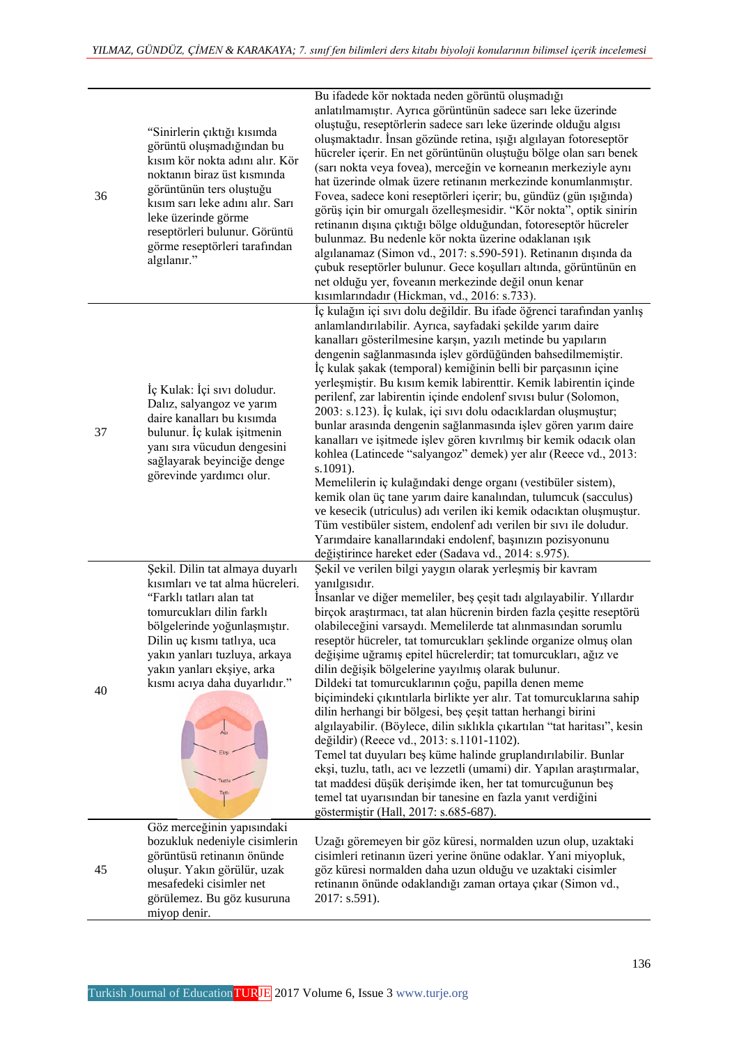| | | |
|---|---|---|
| 36 | "Sinirlerin çıktığı kısımda görüntü oluşmadığından bu kısım kör nokta adını alır. Kör noktanın biraz üst kısmında görüntünün ters oluştuğu kısım sarı leke adını alır. Sarı leke üzerinde görme reseptörleri bulunur. Görüntü görme reseptörleri tarafından algılanır." | Bu ifadede kör noktada neden görüntü oluşmadığı anlatılmamıştır. Ayrıca görüntünün sadece sarı leke üzerinde oluştuğu, reseptörlerin sadece sarı leke üzerinde olduğu algısı oluşmaktadır. İnsan gözünde retina, ışığı algılayan fotoreseptör hücreler içerir. En net görüntünün oluştuğu bölge olan sarı benek (sarı nokta veya fovea), merceğin ve korneanın merkeziyle aynı hat üzerinde olmak üzere retinanın merkezinde konumlanmıştır. Fovea, sadece koni reseptörleri içerir; bu, gündüz (gün ışığında) görüş için bir omurgalı özelleşmesidir. "Kör nokta", optik sinirin retinanın dışına çıktığı bölge olduğundan, fotoreseptör hücreler bulunmaz. Bu nedenle kör nokta üzerine odaklanan ışık algılanamaz (Simon vd., 2017: s.590-591). Retinanın dışında da çubuk reseptörler bulunur. Gece koşulları altında, görüntünün en net olduğu yer, foveanın merkezinde değil onun kenar kısımlarındadır (Hickman, vd., 2016: s.733). |
| 37 | İç Kulak: İçi sıvı doludur. Dalız, salyangoz ve yarım daire kanalları bu kısımda bulunur. İç kulak işitmenin yanı sıra vücudun dengesini sağlayarak beyinciğe denge görevinde yardımcı olur. | İç kulağın içi sıvı dolu değildir. Bu ifade öğrenci tarafından yanlış anlamlandırılabilir. Ayrıca, sayfadaki şekilde yarım daire kanalları gösterilmesine karşın, yazılı metinde bu yapıların dengenin sağlanmasında işlev gördüğünden bahsedilmemiştir. İç kulak şakak (temporal) kemiğinin belli bir parçasının içine yerleşmiştir. Bu kısım kemik labirenttir. Kemik labirentin içinde perilenf, zar labirentin içinde endolenf sıvısı bulur (Solomon, 2003: s.123). İç kulak, içi sıvı dolu odacıklardan oluşmuştur; bunlar arasında dengenin sağlanmasında işlev gören yarım daire kanalları ve işitmede işlev gören kıvrılmış bir kemik odacık olan kohlea (Latincede "salyangoz" demek) yer alır (Reece vd., 2013: s.1091).<br>Memelilerin iç kulağındaki denge organı (vestibüler sistem), kemik olan üç tane yarım daire kanalından, tulumcuk (sacculus) ve kesecik (utriculus) adı verilen iki kemik odacıktan oluşmuştur. Tüm vestibüler sistem, endolenf adı verilen bir sıvı ile doludur. Yarımdaire kanallarındaki endolenf, başınızın pozisyonunu değiştirince hareket eder (Sadava vd., 2014: s.975). |
| 40 | Şekil. Dilin tat almaya duyarlı kısımları ve tat alma hücreleri. "Farklı tatları alan tat tomurcukları dilin farklı bölgelerinde yoğunlaşmıştır. Dilin uç kısmı tatlıya, uca yakın yanları tuzluya, arkaya yakın yanları ekşiye, arka kısmı acıya daha duyarlıdır." | Şekil ve verilen bilgi yaygın olarak yerleşmiş bir kavram yanılgısıdır.<br>İnsanlar ve diğer memeliler, beş çeşit tadı algılayabilir. Yıllardır birçok araştırmacı, tat alan hücrenin birden fazla çeşitte reseptörü olabileceğini varsaydı. Memelilerde tat alınmasından sorumlu reseptör hücreler, tat tomurcukları şeklinde organize olmuş olan değişime uğramış epitel hücrelerdir; tat tomurcukları, ağız ve dilin değişik bölgelerine yayılmış olarak bulunur.<br>Dildeki tat tomurcuklarının çoğu, papilla denen meme biçimindeki çıkıntılarla birlikte yer alır. Tat tomurcuklarına sahip dilin herhangi bir bölgesi, beş çeşit tattan herhangi birini algılayabilir. (Böylece, dilin sıklıkla çıkartılan "tat haritası", kesin değildir) (Reece vd., 2013: s.1101-1102).<br>Temel tat duyuları beş küme halinde gruplandırılabilir. Bunlar ekşi, tuzlu, tatlı, acı ve lezzetli (umami) dir. Yapılan araştırmalar, tat maddesi düşük derişimde iken, her tat tomurcuğunun beş temel tat uyarısından bir tanesine en fazla yanıt verdiğini göstermiştir (Hall, 2017: s.685-687). |
| 45 | Göz merceğinin yapısındaki bozukluk nedeniyle cisimlerin görüntüsü retinanın önünde oluşur. Yakın görülür, uzak mesafedeki cisimler net görülemez. Bu göz kusuruna miyop denir. | Uzağı göremeyen bir göz küresi, normalden uzun olup, uzaktaki cisimleri retinanın üzeri yerine önüne odaklar. Yani miyopluk, göz küresi normalden daha uzun olduğu ve uzaktaki cisimler retinanın önünde odaklandığı zaman ortaya çıkar (Simon vd., 2017: s.591). |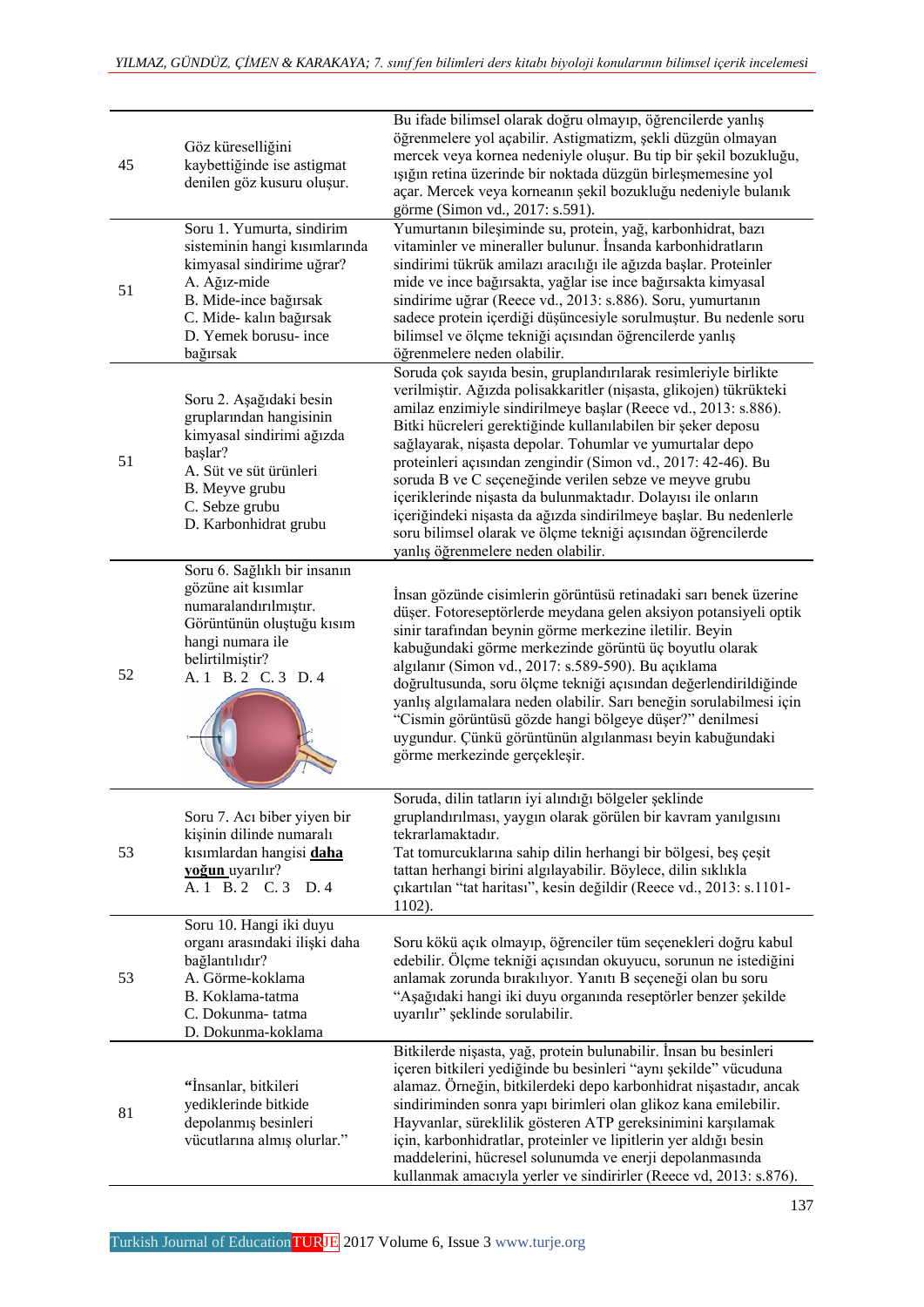| | | |
|---|---|---|
| 45 | Göz küreselliğini kaybettiğinde ise astigmat denilen göz kusuru oluşur. | Bu ifade bilimsel olarak doğru olmayıp, öğrencilerde yanlış öğrenmelere yol açabilir. Astigmatizm, şekli düzgün olmayan mercek veya kornea nedeniyle oluşur. Bu tip bir şekil bozukluğu, ışığın retina üzerinde bir noktada düzgün birleşmemesine yol açar. Mercek veya korneanın şekil bozukluğu nedeniyle bulanık görme (Simon vd., 2017: s.591). |
| 51 | Soru 1. Yumurta, sindirim sisteminin hangi kısımlarında kimyasal sindirime uğrar?<br>A. Ağız-mide<br>B. Mide-ince bağırsak<br>C. Mide- kalın bağırsak<br>D. Yemek borusu- ince bağırsak | Yumurtanın bileşiminde su, protein, yağ, karbonhidrat, bazı vitaminler ve mineraller bulunur. İnsanda karbonhidratların sindirimi tükrük amilazı aracılığı ile ağızda başlar. Proteinler mide ve ince bağırsakta, yağlar ise ince bağırsakta kimyasal sindirime uğrar (Reece vd., 2013: s.886). Soru, yumurtanın sadece protein içerdiği düşüncesiyle sorulmuştur. Bu nedenle soru bilimsel ve ölçme tekniği açısından öğrencilerde yanlış öğrenmelere neden olabilir. |
| 51 | Soru 2. Aşağıdaki besin gruplarından hangisinin kimyasal sindirimi ağızda başlar?<br>A. Süt ve süt ürünleri<br>B. Meyve grubu<br>C. Sebze grubu<br>D. Karbonhidrat grubu | Soruda çok sayıda besin, gruplandırılarak resimleriyle birlikte verilmiştir. Ağızda polisakkaritler (nişasta, glikojen) tükrükteki amilaz enzimiyle sindirilmeye başlar (Reece vd., 2013: s.886). Bitki hücreleri gerektiğinde kullanılabilen bir şeker deposu sağlayarak, nişasta depolar. Tohumlar ve yumurtalar depo proteinleri açısından zengindir (Simon vd., 2017: 42-46). Bu soruda B ve C seçeneğinde verilen sebze ve meyve grubu içeriklerinde nişasta da bulunmaktadır. Dolayısı ile onların içeriğindeki nişasta da ağızda sindirilmeye başlar. Bu nedenlerle soru bilimsel ve ölçme tekniği açısından öğrencilerde yanlış öğrenmelere neden olabilir. |
| 52 | Soru 6. Sağlıklı bir insanın gözüne ait kısımlar numaralandırılmıştır. Görüntünün oluştuğu kısım hangi numara ile belirtilmiştir?<br>A. 1 B. 2 C. 3 D. 4 | İnsan gözünde cisimlerin görüntüsü retinadaki sarı benek üzerine düşer. Fotoreseptörlerde meydana gelen aksiyon potansiyeli optik sinir tarafından beynin görme merkezine iletilir. Beyin kabuğundaki görme merkezinde görüntü üç boyutlu olarak algılanır (Simon vd., 2017: s.589-590). Bu açıklama doğrultusunda, soru ölçme tekniği açısından değerlendirildiğinde yanlış algılamalara neden olabilir. Sarı beneğin sorulabilmesi için "Cismin görüntüsü gözde hangi bölgeye düşer?" denilmesi uygundur. Çünkü görüntünün algılanması beyin kabuğundaki görme merkezinde gerçekleşir. |
| 53 | Soru 7. Acı biber yiyen bir kişinin dilinde numaralı kısımlardan hangisi **daha yoğun** uyarılır?<br>A. 1 B. 2 C. 3 D. 4 | Soruda, dilin tatların iyi alındığı bölgeler şeklinde gruplandırılması, yaygın olarak görülen bir kavram yanılgısını tekrarlamaktadır.<br>Tat tomurcuklarına sahip dilin herhangi bir bölgesi, beş çeşit tattan herhangi birini algılayabilir. Böylece, dilin sıklıkla çıkartılan "tat haritası", kesin değildir (Reece vd., 2013: s.1101-1102). |
| 53 | Soru 10. Hangi iki duyu organı arasındaki ilişki daha bağlantılıdır?<br>A. Görme-koklama<br>B. Koklama-tatma<br>C. Dokunma- tatma<br>D. Dokunma-koklama | Soru kökü açık olmayıp, öğrenciler tüm seçenekleri doğru kabul edebilir. Ölçme tekniği açısından okuyucu, sorunun ne istediğini anlamak zorunda bırakılıyor. Yanıtı B seçeneği olan bu soru "Aşağıdaki hangi iki duyu organında reseptörler benzer şekilde uyarılır" şeklinde sorulabilir. |
| 81 | "İnsanlar, bitkileri yediklerinde bitkide depolanmış besinleri vücutlarına almış olurlar." | Bitkilerde nişasta, yağ, protein bulunabilir. İnsan bu besinleri içeren bitkileri yediğinde bu besinleri "aynı şekilde" vücuduna alamaz. Örneğin, bitkilerdeki depo karbonhidrat nişastadır, ancak sindiriminden sonra yapı birimleri olan glikoz kana emilebilir. Hayvanlar, süreklilik gösteren ATP gereksinimini karşılamak için, karbonhidratlar, proteinler ve lipitlerin yer aldığı besin maddelerini, hücresel solunumda ve enerji depolanmasında kullanmak amacıyla yerler ve sindirirler (Reece vd, 2013: s.876). |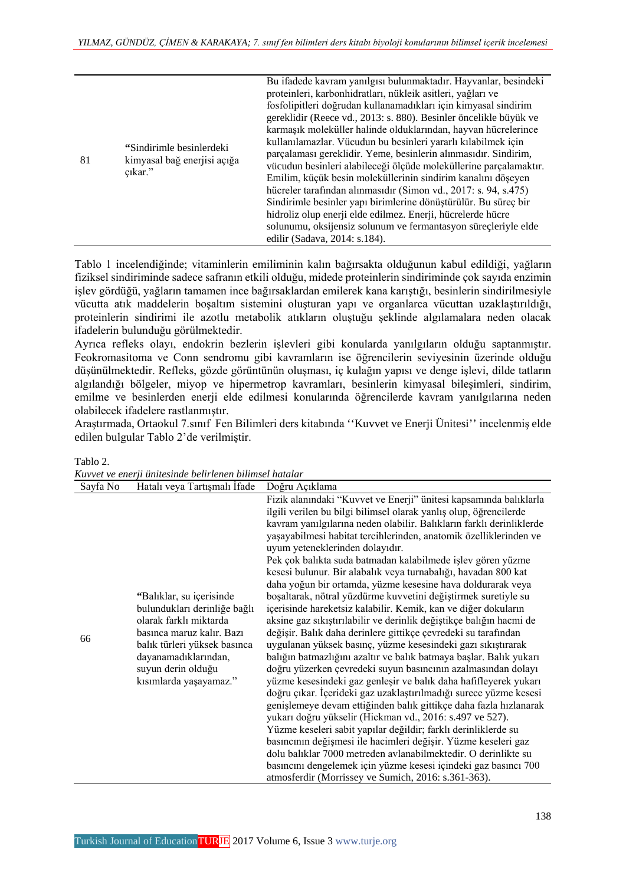| | | |
|---|---|---|
| 81 | "Sindirimle besinlerdeki kimyasal bağ enerjisi açığa çıkar." | Bu ifadede kavram yanılgısı bulunmaktadır. Hayvanlar, besindeki proteinleri, karbonhidratları, nükleik asitleri, yağları ve fosfolipitleri doğrudan kullanamadıkları için kimyasal sindirim gereklidir (Reece vd., 2013: s. 880). Besinler öncelikle büyük ve karmaşık moleküller halinde olduklarından, hayvan hücrelerince kullanılamazlar. Vücudun bu besinleri yararlı kılabilmek için parçalaması gereklidir. Yeme, besinlerin alınmasıdır. Sindirim, vücudun besinleri alabileceği ölçüde moleküllerine parçalamaktır. Emilim, küçük besin moleküllerinin sindirim kanalını döşeyen hücreler tarafından alınmasıdır (Simon vd., 2017: s. 94, s.475) Sindirimle besinler yapı birimlerine dönüştürülür. Bu süreç bir hidroliz olup enerji elde edilmez. Enerji, hücrelerde hücre solunumu, oksijensiz solunum ve fermantasyon süreçleriyle elde edilir (Sadava, 2014: s.184). |

Tablo 1 incelendiğinde; vitaminlerin emiliminin kalın bağırsakta olduğunun kabul edildiği, yağların fiziksel sindiriminde sadece safranın etkili olduğu, midede proteinlerin sindiriminde çok sayıda enzimin işlev gördüğü, yağların tamamen ince bağırsaklardan emilerek kana karıştığı, besinlerin sindirilmesiyle vücutta atık maddelerin boşaltım sistemini oluşturan yapı ve organlarca vücuttan uzaklaştırıldığı, proteinlerin sindirimi ile azotlu metabolik atıkların oluştuğu şeklinde algılamalara neden olacak ifadelerin bulunduğu görülmektedir.

Ayrıca refleks olayı, endokrin bezlerin işlevleri gibi konularda yanılgıların olduğu saptanmıştır. Feokromasitoma ve Conn sendromu gibi kavramların ise öğrencilerin seviyesinin üzerinde olduğu düşünülmektedir. Refleks, gözde görüntünün oluşması, iç kulağın yapısı ve denge işlevi, dilde tatların algılandığı bölgeler, miyop ve hipermetrop kavramları, besinlerin kimyasal bileşimleri, sindirim, emilme ve besinlerden enerji elde edilmesi konularında öğrencilerde kavram yanılgılarına neden olabilecek ifadelere rastlanmıştır.

Araştırmada, Ortaokul 7.sınıf Fen Bilimleri ders kitabında ''Kuvvet ve Enerji Ünitesi'' incelenmiş elde edilen bulgular Tablo 2'de verilmiştir.

Tablo 2.
*Kuvvet ve enerji ünitesinde belirlenen bilimsel hatalar*

| Sayfa No | Hatalı veya Tartışmalı İfade | Doğru Açıklama |
|---|---|---|
| 66 | "Balıklar, su içerisinde bulundukları derinliğe bağlı olarak farklı miktarda basınca maruz kalır. Bazı balık türleri yüksek basınca dayanamadıklarından, suyun derin olduğu kısımlarda yaşayamaz." | Fizik alanındaki "Kuvvet ve Enerji" ünitesi kapsamında balıklarla ilgili verilen bu bilgi bilimsel olarak yanlış olup, öğrencilerde kavram yanılgılarına neden olabilir. Balıkların farklı derinliklerde yaşayabilmesi habitat tercihlerinden, anatomik özelliklerinden ve uyum yeteneklerinden dolayıdır. Pek çok balıkta suda batmadan kalabilmede işlev gören yüzme kesesi bulunur. Bir alabalık veya turnabalığı, havadan 800 kat daha yoğun bir ortamda, yüzme kesesine hava doldurarak veya boşaltarak, nötral yüzdürme kuvvetini değiştirmek suretiyle su içerisinde hareketsiz kalabilir. Kemik, kan ve diğer dokuların aksine gaz sıkıştırılabilir ve derinlik değiştikçe balığın hacmi de değişir. Balık daha derinlere gittikçe çevredeki su tarafından uygulanan yüksek basınç, yüzme kesesindeki gazı sıkıştırarak balığın batmazlığını azaltır ve balık batmaya başlar. Balık yukarı doğru yüzerken çevredeki suyun basıncının azalmasından dolayı yüzme kesesindeki gaz genleşir ve balık daha hafifleyerek yukarı doğru çıkar. İçerideki gaz uzaklaştırılmadığı surece yüzme kesesi genişlemeye devam ettiğinden balık gittikçe daha fazla hızlanarak yukarı doğru yükselir (Hickman vd., 2016: s.497 ve 527). Yüzme keseleri sabit yapılar değildir; farklı derinliklerde su basıncının değişmesi ile hacimleri değişir. Yüzme keseleri gaz dolu balıklar 7000 metreden avlanabilmektedir. O derinlikte su basıncını dengelemek için yüzme kesesi içindeki gaz basıncı 700 atmosferdir (Morrissey ve Sumich, 2016: s.361-363). |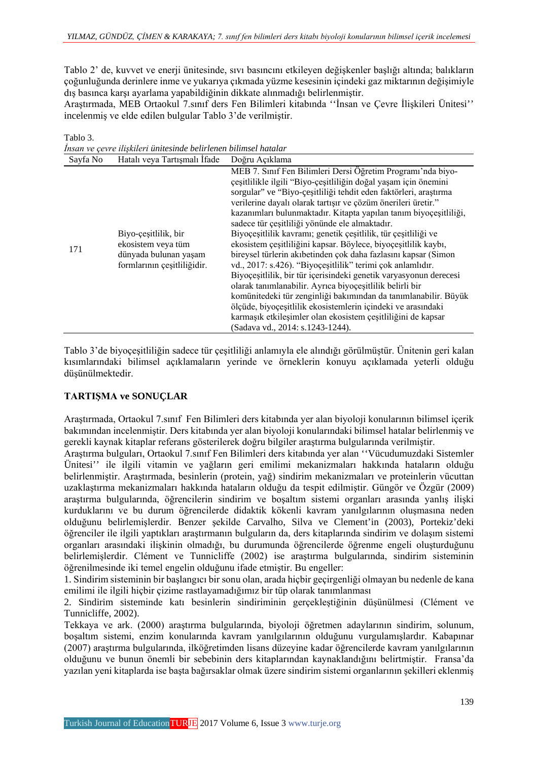Tablo 2' de, kuvvet ve enerji ünitesinde, sıvı basıncını etkileyen değişkenler başlığı altında; balıkların çoğunluğunda derinlere inme ve yukarıya çıkmada yüzme kesesinin içindeki gaz miktarının değişimiyle dış basınca karşı ayarlama yapabildiğinin dikkate alınmadığı belirlenmiştir.
Araştırmada, MEB Ortaokul 7.sınıf ders Fen Bilimleri kitabında ''İnsan ve Çevre İlişkileri Ünitesi'' incelenmiş ve elde edilen bulgular Tablo 3'de verilmiştir.

Tablo 3.
*İnsan ve çevre ilişkileri ünitesinde belirlenen bilimsel hatalar*

| Sayfa No | Hatalı veya Tartışmalı İfade | Doğru Açıklama |
|---|---|---|
| 171 | Biyo-çeşitlilik, bir ekosistem veya tüm dünyada bulunan yaşam formlarının çeşitliliğidir. | MEB 7. Sınıf Fen Bilimleri Dersi Öğretim Programı'nda biyo-çeşitlilikle ilgili "Biyo-çeşitliliğin doğal yaşam için önemini sorgular" ve "Biyo-çeşitliliği tehdit eden faktörleri, araştırma verilerine dayalı olarak tartışır ve çözüm önerileri üretir." kazanımları bulunmaktadır. Kitapta yapılan tanım biyoçeşitliliği, sadece tür çeşitliliği yönünde ele almaktadır. Biyoçeşitlilik kavramı; genetik çeşitlilik, tür çeşitliliği ve ekosistem çeşitliliğini kapsar. Böylece, biyoçeşitlilik kaybı, bireysel türlerin akıbetinden çok daha fazlasını kapsar (Simon vd., 2017: s.426). "Biyoçeşitlilik" terimi çok anlamlıdır. Biyoçeşitlilik, bir tür içerisindeki genetik varyasyonun derecesi olarak tanımlanabilir. Ayrıca biyoçeşitlilik belirli bir komünitedeki tür zenginliği bakımından da tanımlanabilir. Büyük ölçüde, biyoçeşitlilik ekosistemlerin içindeki ve arasındaki karmaşık etkileşimler olan ekosistem çeşitliliğini de kapsar (Sadava vd., 2014: s.1243-1244). |

Tablo 3'de biyoçeşitliliğin sadece tür çeşitliliği anlamıyla ele alındığı görülmüştür. Ünitenin geri kalan kısımlarındaki bilimsel açıklamaların yerinde ve örneklerin konuyu açıklamada yeterli olduğu düşünülmektedir.

## TARTIŞMA ve SONUÇLAR

Araştırmada, Ortaokul 7.sınıf Fen Bilimleri ders kitabında yer alan biyoloji konularının bilimsel içerik bakımından incelenmiştir. Ders kitabında yer alan biyoloji konularındaki bilimsel hatalar belirlenmiş ve gerekli kaynak kitaplar referans gösterilerek doğru bilgiler araştırma bulgularında verilmiştir.
Araştırma bulguları, Ortaokul 7.sınıf Fen Bilimleri ders kitabında yer alan ''Vücudumuzdaki Sistemler Ünitesi'' ile ilgili vitamin ve yağların geri emilimi mekanizmaları hakkında hataların olduğu belirlenmiştir. Araştırmada, besinlerin (protein, yağ) sindirim mekanizmaları ve proteinlerin vücuttan uzaklaştırma mekanizmaları hakkında hataların olduğu da tespit edilmiştir. Güngör ve Özgür (2009) araştırma bulgularında, öğrencilerin sindirim ve boşaltım sistemi organları arasında yanlış ilişki kurduklarını ve bu durum öğrencilerde didaktik kökenli kavram yanılgılarının oluşmasına neden olduğunu belirlemişlerdir. Benzer şekilde Carvalho, Silva ve Clement'in (2003), Portekiz'deki öğrenciler ile ilgili yaptıkları araştırmanın bulguların da, ders kitaplarında sindirim ve dolaşım sistemi organları arasındaki ilişkinin olmadığı, bu durumunda öğrencilerde öğrenme engeli oluşturduğunu belirlemişlerdir. Clément ve Tunnicliffe (2002) ise araştırma bulgularında, sindirim sisteminin öğrenilmesinde iki temel engelin olduğunu ifade etmiştir. Bu engeller:

1. Sindirim sisteminin bir başlangıcı bir sonu olan, arada hiçbir geçirgenliği olmayan bu nedenle de kana emilimi ile ilgili hiçbir çizime rastlayamadığımız bir tüp olarak tanımlanması
2. Sindirim sisteminde katı besinlerin sindiriminin gerçekleştiğinin düşünülmesi (Clément ve Tunnicliffe, 2002).

Tekkaya ve ark. (2000) araştırma bulgularında, biyoloji öğretmen adaylarının sindirim, solunum, boşaltım sistemi, enzim konularında kavram yanılgılarının olduğunu vurgulamışlardır. Kabapınar (2007) araştırma bulgularında, ilköğretimden lisans düzeyine kadar öğrencilerde kavram yanılgılarının olduğunu ve bunun önemli bir sebebinin ders kitaplarından kaynaklandığını belirtmiştir. Fransa'da yazılan yeni kitaplarda ise başta bağırsaklar olmak üzere sindirim sistemi organlarının şekilleri eklenmiş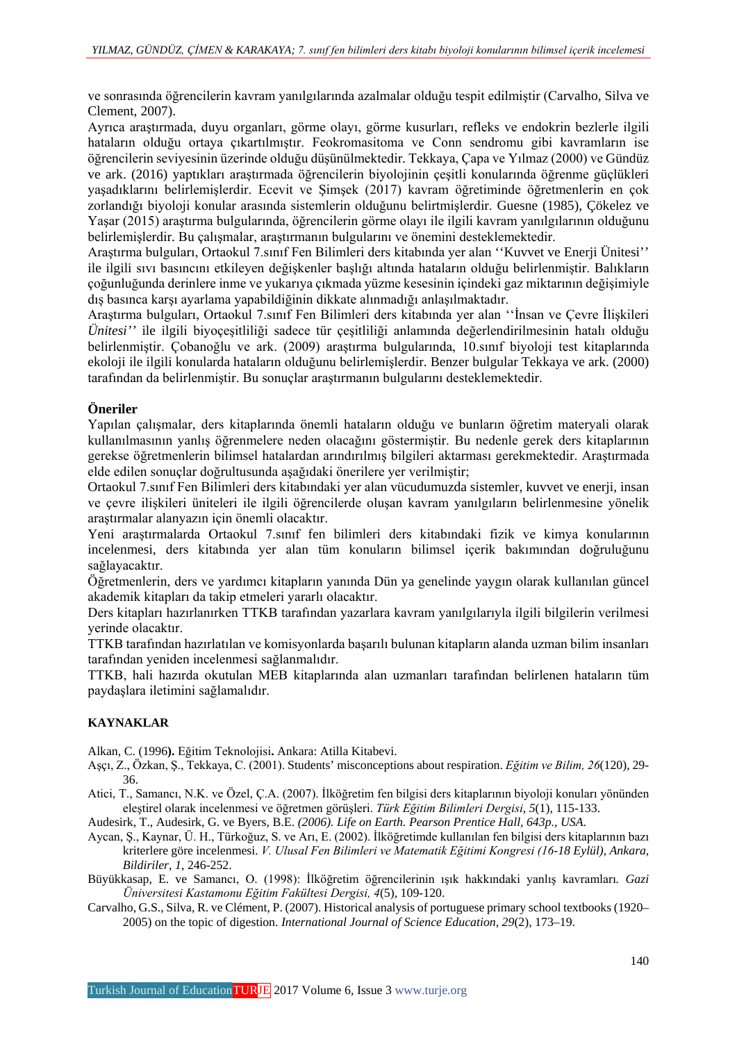ve sonrasında öğrencilerin kavram yanılgılarında azalmalar olduğu tespit edilmiştir (Carvalho, Silva ve Clement, 2007).

Ayrıca araştırmada, duyu organları, görme olayı, görme kusurları, refleks ve endokrin bezlerle ilgili hataların olduğu ortaya çıkartılmıştır. Feokromasitoma ve Conn sendromu gibi kavramların ise öğrencilerin seviyesinin üzerinde olduğu düşünülmektedir. Tekkaya, Çapa ve Yılmaz (2000) ve Gündüz ve ark. (2016) yaptıkları araştırmada öğrencilerin biyolojinin çeşitli konularında öğrenme güçlükleri yaşadıklarını belirlemişlerdir. Ecevit ve Şimşek (2017) kavram öğretiminde öğretmenlerin en çok zorlandığı biyoloji konular arasında sistemlerin olduğunu belirtmişlerdir. Guesne (1985), Çökelez ve Yaşar (2015) araştırma bulgularında, öğrencilerin görme olayı ile ilgili kavram yanılgılarının olduğunu belirlemişlerdir. Bu çalışmalar, araştırmanın bulgularını ve önemini desteklemektedir.

Araştırma bulguları, Ortaokul 7.sınıf Fen Bilimleri ders kitabında yer alan ''Kuvvet ve Enerji Ünitesi'' ile ilgili sıvı basıncını etkileyen değişkenler başlığı altında hataların olduğu belirlenmiştir. Balıkların çoğunluğunda derinlere inme ve yukarıya çıkmada yüzme kesesinin içindeki gaz miktarının değişimiyle dış basınca karşı ayarlama yapabildiğinin dikkate alınmadığı anlaşılmaktadır.

Araştırma bulguları, Ortaokul 7.sınıf Fen Bilimleri ders kitabında yer alan ''İnsan ve Çevre İlişkileri *Ünitesi*'' ile ilgili biyoçeşitliliği sadece tür çeşitliliği anlamında değerlendirilmesinin hatalı olduğu belirlenmiştir. Çobanoğlu ve ark. (2009) araştırma bulgularında, 10.sınıf biyoloji test kitaplarında ekoloji ile ilgili konularda hataların olduğunu belirlemişlerdir. Benzer bulgular Tekkaya ve ark. (2000) tarafından da belirlenmiştir. Bu sonuçlar araştırmanın bulgularını desteklemektedir.

## Öneriler

Yapılan çalışmalar, ders kitaplarında önemli hataların olduğu ve bunların öğretim materyali olarak kullanılmasının yanlış öğrenmelere neden olacağını göstermiştir. Bu nedenle gerek ders kitaplarının gerekse öğretmenlerin bilimsel hatalardan arındırılmış bilgileri aktarması gerekmektedir. Araştırmada elde edilen sonuçlar doğrultusunda aşağıdaki önerilere yer verilmiştir;

Ortaokul 7.sınıf Fen Bilimleri ders kitabındaki yer alan vücudumuzda sistemler, kuvvet ve enerji, insan ve çevre ilişkileri üniteleri ile ilgili öğrencilerde oluşan kavram yanılgıların belirlenmesine yönelik araştırmalar alanyazın için önemli olacaktır.

Yeni araştırmalarda Ortaokul 7.sınıf fen bilimleri ders kitabındaki fizik ve kimya konularının incelenmesi, ders kitabında yer alan tüm konuların bilimsel içerik bakımından doğruluğunu sağlayacaktır.

Öğretmenlerin, ders ve yardımcı kitapların yanında Dün ya genelinde yaygın olarak kullanılan güncel akademik kitapları da takip etmeleri yararlı olacaktır.

Ders kitapları hazırlanırken TTKB tarafından yazarlara kavram yanılgılarıyla ilgili bilgilerin verilmesi yerinde olacaktır.

TTKB tarafından hazırlatılan ve komisyonlarda başarılı bulunan kitapların alanda uzman bilim insanları tarafından yeniden incelenmesi sağlanmalıdır.

TTKB, hali hazırda okutulan MEB kitaplarında alan uzmanları tarafından belirlenen hataların tüm paydaşlara iletimini sağlamalıdır.

## KAYNAKLAR

Alkan, C. (1996**).** Eğitim Teknolojisi**.** Ankara: Atilla Kitabevi.

Aşçı, Z., Özkan, Ş., Tekkaya, C. (2001). Students' misconceptions about respiration. *Eğitim ve Bilim, 26*(120), 29-36.

Atici, T., Samancı, N.K. ve Özel, Ç.A. (2007). İlköğretim fen bilgisi ders kitaplarının biyoloji konuları yönünden eleştirel olarak incelenmesi ve öğretmen görüşleri. *Türk Eğitim Bilimleri Dergisi, 5*(1), 115-133.

Audesirk, T., Audesirk, G. ve Byers, B.E. *(2006). Life on Earth. Pearson Prentice Hall, 643p., USA.*

Aycan, Ş., Kaynar, Ü. H., Türkoğuz, S. ve Arı, E. (2002). İlköğretimde kullanılan fen bilgisi ders kitaplarının bazı kriterlere göre incelenmesi. *V. Ulusal Fen Bilimleri ve Matematik Eğitimi Kongresi (16-18 Eylül), Ankara, Bildiriler, 1*, 246-252.

Büyükkasap, E. ve Samancı, O. (1998): İlköğretim öğrencilerinin ışık hakkındaki yanlış kavramları. *Gazi Üniversitesi Kastamonu Eğitim Fakültesi Dergisi, 4*(5), 109-120.

Carvalho, G.S., Silva, R. ve Clément, P. (2007). Historical analysis of portuguese primary school textbooks (1920–2005) on the topic of digestion. *International Journal of Science Education, 29*(2), 173–19.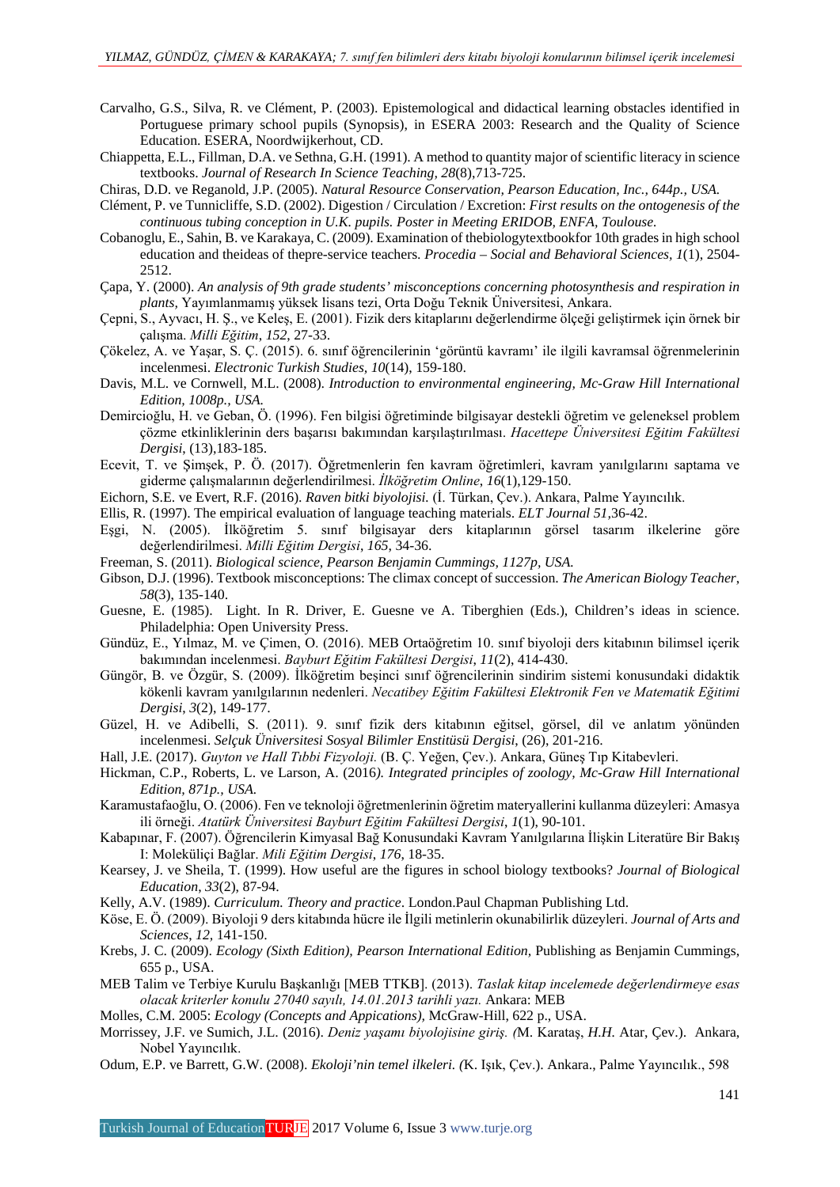Carvalho, G.S., Silva, R. ve Clément, P. (2003). Epistemological and didactical learning obstacles identified in Portuguese primary school pupils (Synopsis), in ESERA 2003: Research and the Quality of Science Education. ESERA, Noordwijkerhout, CD.

Chiappetta, E.L., Fillman, D.A. ve Sethna, G.H. (1991). A method to quantity major of scientific literacy in science textbooks. *Journal of Research In Science Teaching, 28*(8),713-725.

Chiras, D.D. ve Reganold, J.P. (2005). *Natural Resource Conservation, Pearson Education, Inc., 644p., USA.*

Clément, P. ve Tunnicliffe, S.D. (2002). Digestion / Circulation / Excretion: *First results on the ontogenesis of the continuous tubing conception in U.K. pupils. Poster in Meeting ERIDOB, ENFA, Toulouse.*

Cobanoglu, E., Sahin, B. ve Karakaya, C. (2009). Examination of thebiologytextbookfor 10th grades in high school education and theideas of thepre-service teachers. *Procedia – Social and Behavioral Sciences, 1*(1), 2504-2512.

Çapa, Y. (2000). *An analysis of 9th grade students' misconceptions concerning photosynthesis and respiration in plants,* Yayımlanmamış yüksek lisans tezi, Orta Doğu Teknik Üniversitesi, Ankara.

Çepni, S., Ayvacı, H. Ş., ve Keleş, E. (2001). Fizik ders kitaplarını değerlendirme ölçeği geliştirmek için örnek bir çalışma. *Milli Eğitim*, *152*, 27-33.

Çökelez, A. ve Yaşar, S. Ç. (2015). 6. sınıf öğrencilerinin 'görüntü kavramı' ile ilgili kavramsal öğrenmelerinin incelenmesi. *Electronic Turkish Studies, 10*(14), 159-180.

Davis, M.L. ve Cornwell, M.L. (2008). *Introduction to environmental engineering, Mc-Graw Hill International Edition, 1008p., USA.*

Demircioğlu, H. ve Geban, Ö. (1996). Fen bilgisi öğretiminde bilgisayar destekli öğretim ve geleneksel problem çözme etkinliklerinin ders başarısı bakımından karşılaştırılması. *Hacettepe Üniversitesi Eğitim Fakültesi Dergisi*, (13),183-185.

Ecevit, T. ve Şimşek, P. Ö. (2017). Öğretmenlerin fen kavram öğretimleri, kavram yanılgılarını saptama ve giderme çalışmalarının değerlendirilmesi. *İlköğretim Online, 16*(1),129-150.

Eichorn, S.E. ve Evert, R.F. (2016). *Raven bitki biyolojisi.* (İ. Türkan, Çev.). Ankara, Palme Yayıncılık.

Ellis, R. (1997). The empirical evaluation of language teaching materials. *ELT Journal 51*,36-42.

Eşgi, N. (2005). İlköğretim 5. sınıf bilgisayar ders kitaplarının görsel tasarım ilkelerine göre değerlendirilmesi. *Milli Eğitim Dergisi*, *165*, 34-36.

Freeman, S. (2011). *Biological science, Pearson Benjamin Cummings, 1127p, USA.*

Gibson, D.J. (1996). Textbook misconceptions: The climax concept of succession. *The American Biology Teacher, 58*(3), 135-140.

Guesne, E. (1985). Light. In R. Driver, E. Guesne ve A. Tiberghien (Eds.), Children's ideas in science. Philadelphia: Open University Press.

Gündüz, E., Yılmaz, M. ve Çimen, O. (2016). MEB Ortaöğretim 10. sınıf biyoloji ders kitabının bilimsel içerik bakımından incelenmesi. *Bayburt Eğitim Fakültesi Dergisi, 11*(2), 414-430.

Güngör, B. ve Özgür, S. (2009). İlköğretim beşinci sınıf öğrencilerinin sindirim sistemi konusundaki didaktik kökenli kavram yanılgılarının nedenleri. *Necatibey Eğitim Fakültesi Elektronik Fen ve Matematik Eğitimi Dergisi, 3*(2), 149-177.

Güzel, H. ve Adibelli, S. (2011). 9. sınıf fizik ders kitabının eğitsel, görsel, dil ve anlatım yönünden incelenmesi. *Selçuk Üniversitesi Sosyal Bilimler Enstitüsü Dergisi*, (26), 201-216.

Hall, J.E. (2017). *Guyton ve Hall Tıbbi Fizyoloji.* (B. Ç. Yeğen, Çev.). Ankara, Güneş Tıp Kitabevleri.

Hickman, C.P., Roberts, L. ve Larson, A. (2016*). Integrated principles of zoology, Mc-Graw Hill International Edition, 871p., USA.*

Karamustafaoğlu, O. (2006). Fen ve teknoloji öğretmenlerinin öğretim materyallerini kullanma düzeyleri: Amasya ili örneği. *Atatürk Üniversitesi Bayburt Eğitim Fakültesi Dergisi*, *1*(1), 90-101.

Kabapınar, F. (2007). Öğrencilerin Kimyasal Bağ Konusundaki Kavram Yanılgılarına İlişkin Literatüre Bir Bakış I: Moleküliçi Bağlar. *Mili Eğitim Dergisi*, *176*, 18-35.

Kearsey, J. ve Sheila, T. (1999). How useful are the figures in school biology textbooks? *Journal of Biological Education, 33*(2), 87-94.

Kelly, A.V. (1989). *Curriculum. Theory and practice*. London.Paul Chapman Publishing Ltd.

Köse, E. Ö. (2009). Biyoloji 9 ders kitabında hücre ile İlgili metinlerin okunabilirlik düzeyleri. *Journal of Arts and Sciences*, *12*, 141-150.

Krebs, J. C. (2009). *Ecology (Sixth Edition), Pearson International Edition,* Publishing as Benjamin Cummings, 655 p., USA.

MEB Talim ve Terbiye Kurulu Başkanlığı [MEB TTKB]. (2013). *Taslak kitap incelemede değerlendirmeye esas olacak kriterler konulu 27040 sayılı, 14.01.2013 tarihli yazı.* Ankara: MEB

Molles, C.M. 2005: *Ecology (Concepts and Appications)*, McGraw-Hill, 622 p., USA.

Morrissey, J.F. ve Sumich, J.L. (2016). *Deniz yaşamı biyolojisine giriş. (*M. Karataş, *H.H.* Atar, Çev.). Ankara, Nobel Yayıncılık.

Odum, E.P. ve Barrett, G.W. (2008). *Ekoloji'nin temel ilkeleri. (*K. Işık, Çev.). Ankara., Palme Yayıncılık., 598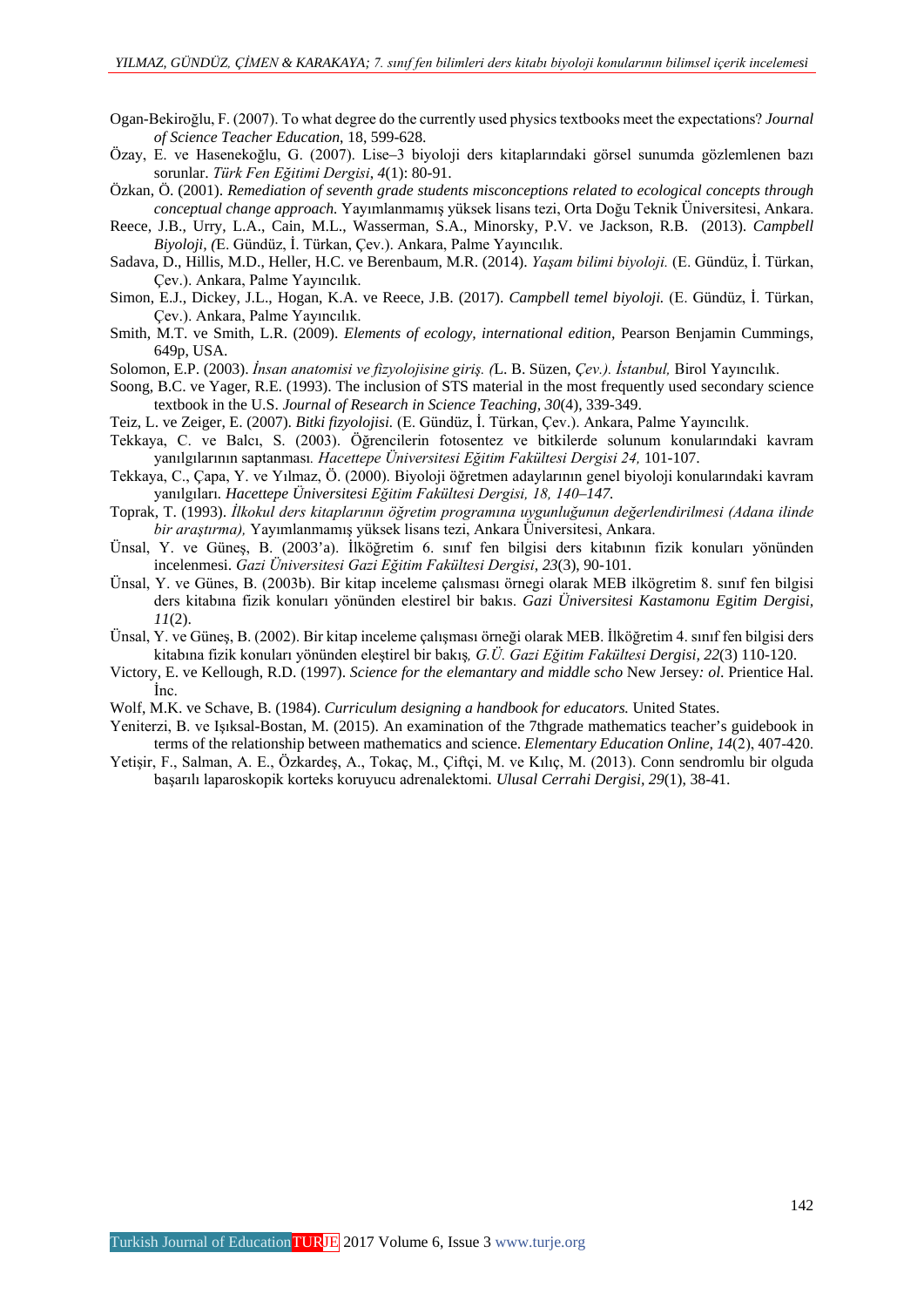Ogan-Bekiroğlu, F. (2007). To what degree do the currently used physics textbooks meet the expectations? *Journal of Science Teacher Education*, 18, 599-628.

Özay, E. ve Hasenekoğlu, G. (2007). Lise–3 biyoloji ders kitaplarındaki görsel sunumda gözlemlenen bazı sorunlar. *Türk Fen Eğitimi Dergisi*, *4*(1): 80-91.

Özkan, Ö. (2001). *Remediation of seventh grade students misconceptions related to ecological concepts through conceptual change approach.* Yayımlanmamış yüksek lisans tezi, Orta Doğu Teknik Üniversitesi, Ankara.

Reece, J.B., Urry, L.A., Cain, M.L., Wasserman, S.A., Minorsky, P.V. ve Jackson, R.B. (2013). *Campbell Biyoloji, (*E. Gündüz, İ. Türkan, Çev.). Ankara, Palme Yayıncılık.

Sadava, D., Hillis, M.D., Heller, H.C. ve Berenbaum, M.R. (2014). *Yaşam bilimi biyoloji.* (E. Gündüz, İ. Türkan, Çev.). Ankara, Palme Yayıncılık.

Simon, E.J., Dickey, J.L., Hogan, K.A. ve Reece, J.B. (2017). *Campbell temel biyoloji.* (E. Gündüz, İ. Türkan, Çev.). Ankara, Palme Yayıncılık.

Smith, M.T. ve Smith, L.R. (2009). *Elements of ecology, international edition,* Pearson Benjamin Cummings, 649p, USA.

Solomon, E.P. (2003). *İnsan anatomisi ve fizyolojisine giriş. (*L. B. Süzen, *Çev.). İstanbul,* Birol Yayıncılık.

Soong, B.C. ve Yager, R.E. (1993). The inclusion of STS material in the most frequently used secondary science textbook in the U.S. *Journal of Research in Science Teaching, 30*(4), 339-349.

Teiz, L. ve Zeiger, E. (2007). *Bitki fizyolojisi.* (E. Gündüz, İ. Türkan, Çev.). Ankara, Palme Yayıncılık.

Tekkaya, C. ve Balcı, S. (2003). Öğrencilerin fotosentez ve bitkilerde solunum konularındaki kavram yanılgılarının saptanması*. Hacettepe Üniversitesi Eğitim Fakültesi Dergisi 24,* 101-107.

Tekkaya, C., Çapa, Y. ve Yılmaz, Ö. (2000). Biyoloji öğretmen adaylarının genel biyoloji konularındaki kavram yanılgıları. *Hacettepe Üniversitesi Eğitim Fakültesi Dergisi, 18, 140–147.*

Toprak, T. (1993). *İlkokul ders kitaplarının öğretim programına uygunluğunun değerlendirilmesi (Adana ilinde bir araştırma),* Yayımlanmamış yüksek lisans tezi, Ankara Üniversitesi, Ankara.

Ünsal, Y. ve Güneş, B. (2003'a). İlköğretim 6. sınıf fen bilgisi ders kitabının fizik konuları yönünden incelenmesi. *Gazi Üniversitesi Gazi Eğitim Fakültesi Dergisi*, *23*(3), 90-101.

Ünsal, Y. ve Günes, B. (2003b). Bir kitap inceleme çalısması örnegi olarak MEB ilkögretim 8. sınıf fen bilgisi ders kitabına fizik konuları yönünden elestirel bir bakıs. *Gazi Üniversitesi Kastamonu Egitim Dergisi, 11*(2).

Ünsal, Y. ve Güneş, B. (2002). Bir kitap inceleme çalışması örneği olarak MEB. İlköğretim 4. sınıf fen bilgisi ders kitabına fizik konuları yönünden eleştirel bir bakış*, G.Ü. Gazi Eğitim Fakültesi Dergisi, 22*(3) 110-120.

Victory, E. ve Kellough, R.D. (1997). *Science for the elemantary and middle scho* New Jersey*: ol.* Prientice Hal. İnc.

Wolf, M.K. ve Schave, B. (1984). *Curriculum designing a handbook for educators.* United States.

Yeniterzi, B. ve Işıksal-Bostan, M. (2015). An examination of the 7thgrade mathematics teacher's guidebook in terms of the relationship between mathematics and science. *Elementary Education Online, 14*(2), 407-420.

Yetişir, F., Salman, A. E., Özkardeş, A., Tokaç, M., Çiftçi, M. ve Kılıç, M. (2013). Conn sendromlu bir olguda başarılı laparoskopik korteks koruyucu adrenalektomi*. Ulusal Cerrahi Dergisi, 29*(1)*,* 38-41.